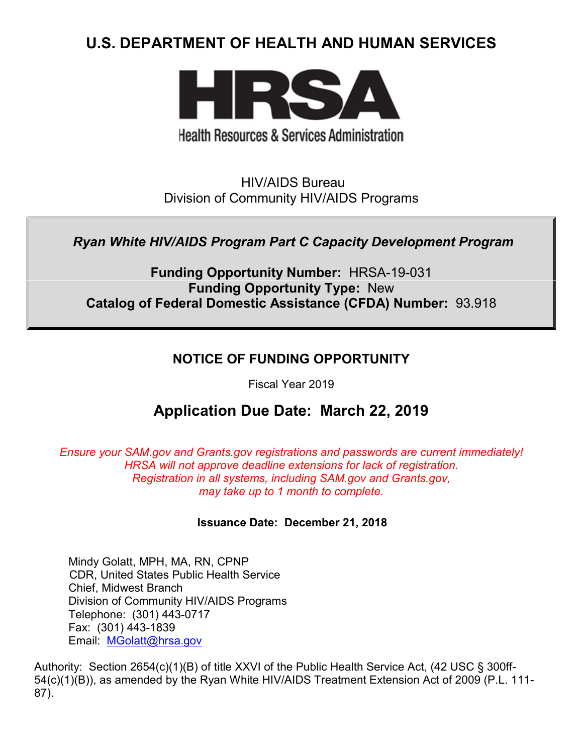# U.S. DEPARTMENT OF HEALTH AND HUMAN SERVICES

**HRSA**

Health Resources & Services Administration

HIV/AIDS Bureau
Division of Community HIV/AIDS Programs

***Ryan White HIV/AIDS Program Part C Capacity Development Program***

**Funding Opportunity Number:** HRSA-19-031
**Funding Opportunity Type:** New
**Catalog of Federal Domestic Assistance (CFDA) Number:** 93.918

## NOTICE OF FUNDING OPPORTUNITY

Fiscal Year 2019

## Application Due Date: March 22, 2019

*Ensure your SAM.gov and Grants.gov registrations and passwords are current immediately! HRSA will not approve deadline extensions for lack of registration. Registration in all systems, including SAM.gov and Grants.gov, may take up to 1 month to complete.*

**Issuance Date: December 21, 2018**

Mindy Golatt, MPH, MA, RN, CPNP
CDR, United States Public Health Service
Chief, Midwest Branch
Division of Community HIV/AIDS Programs
Telephone: (301) 443-0717
Fax: (301) 443-1839
Email: MGolatt@hrsa.gov

Authority: Section 2654(c)(1)(B) of title XXVI of the Public Health Service Act, (42 USC § 300ff-54(c)(1)(B)), as amended by the Ryan White HIV/AIDS Treatment Extension Act of 2009 (P.L. 111-87).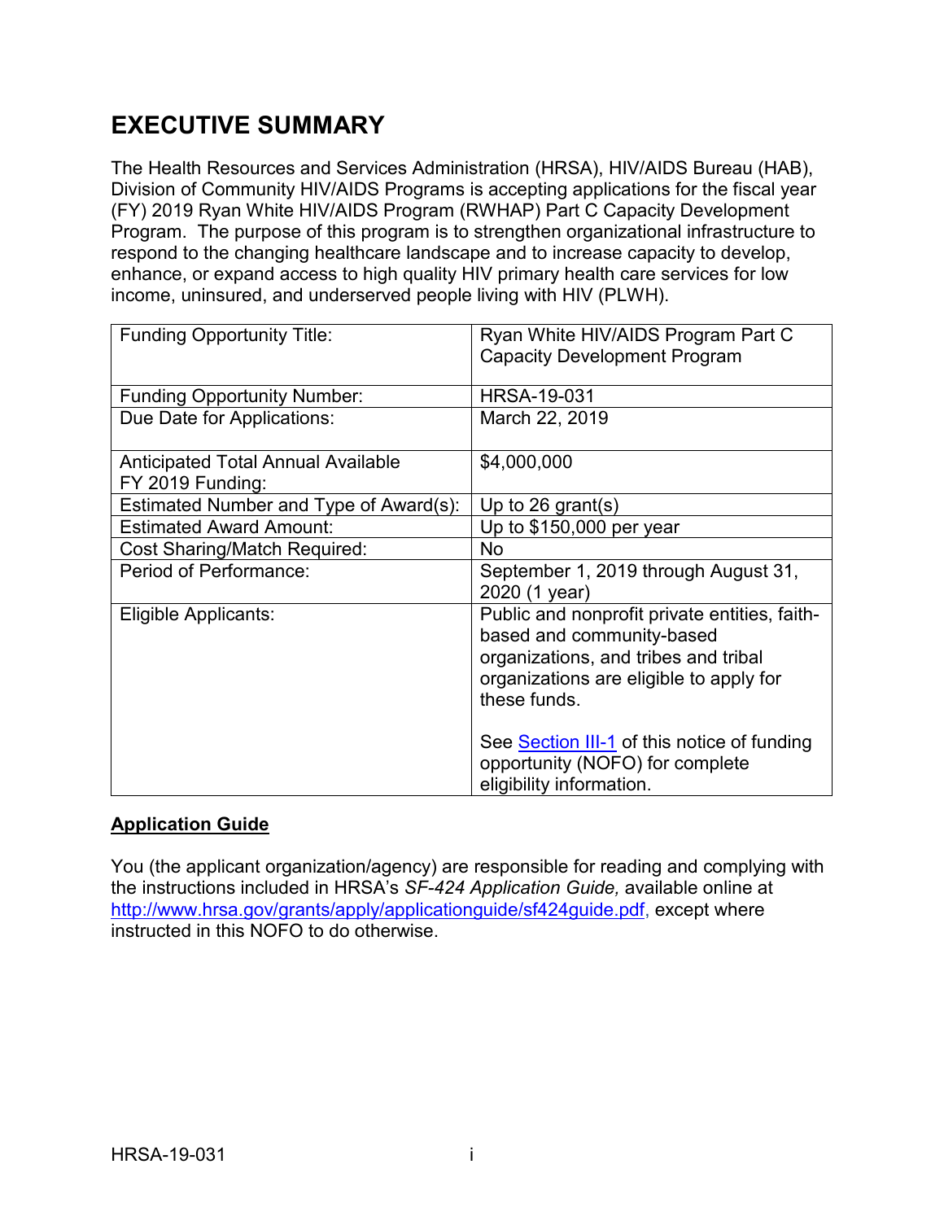# EXECUTIVE SUMMARY

The Health Resources and Services Administration (HRSA), HIV/AIDS Bureau (HAB), Division of Community HIV/AIDS Programs is accepting applications for the fiscal year (FY) 2019 Ryan White HIV/AIDS Program (RWHAP) Part C Capacity Development Program. The purpose of this program is to strengthen organizational infrastructure to respond to the changing healthcare landscape and to increase capacity to develop, enhance, or expand access to high quality HIV primary health care services for low income, uninsured, and underserved people living with HIV (PLWH).

| | |
|---|---|
| Funding Opportunity Title: | Ryan White HIV/AIDS Program Part C Capacity Development Program |
| Funding Opportunity Number: | HRSA-19-031 |
| Due Date for Applications: | March 22, 2019 |
| Anticipated Total Annual Available FY 2019 Funding: | $4,000,000 |
| Estimated Number and Type of Award(s): | Up to 26 grant(s) |
| Estimated Award Amount: | Up to $150,000 per year |
| Cost Sharing/Match Required: | No |
| Period of Performance: | September 1, 2019 through August 31, 2020 (1 year) |
| Eligible Applicants: | Public and nonprofit private entities, faith-based and community-based organizations, and tribes and tribal organizations are eligible to apply for these funds.<br><br>See Section III-1 of this notice of funding opportunity (NOFO) for complete eligibility information. |

**Application Guide**

You (the applicant organization/agency) are responsible for reading and complying with the instructions included in HRSA's *SF-424 Application Guide,* available online at http://www.hrsa.gov/grants/apply/applicationguide/sf424guide.pdf, except where instructed in this NOFO to do otherwise.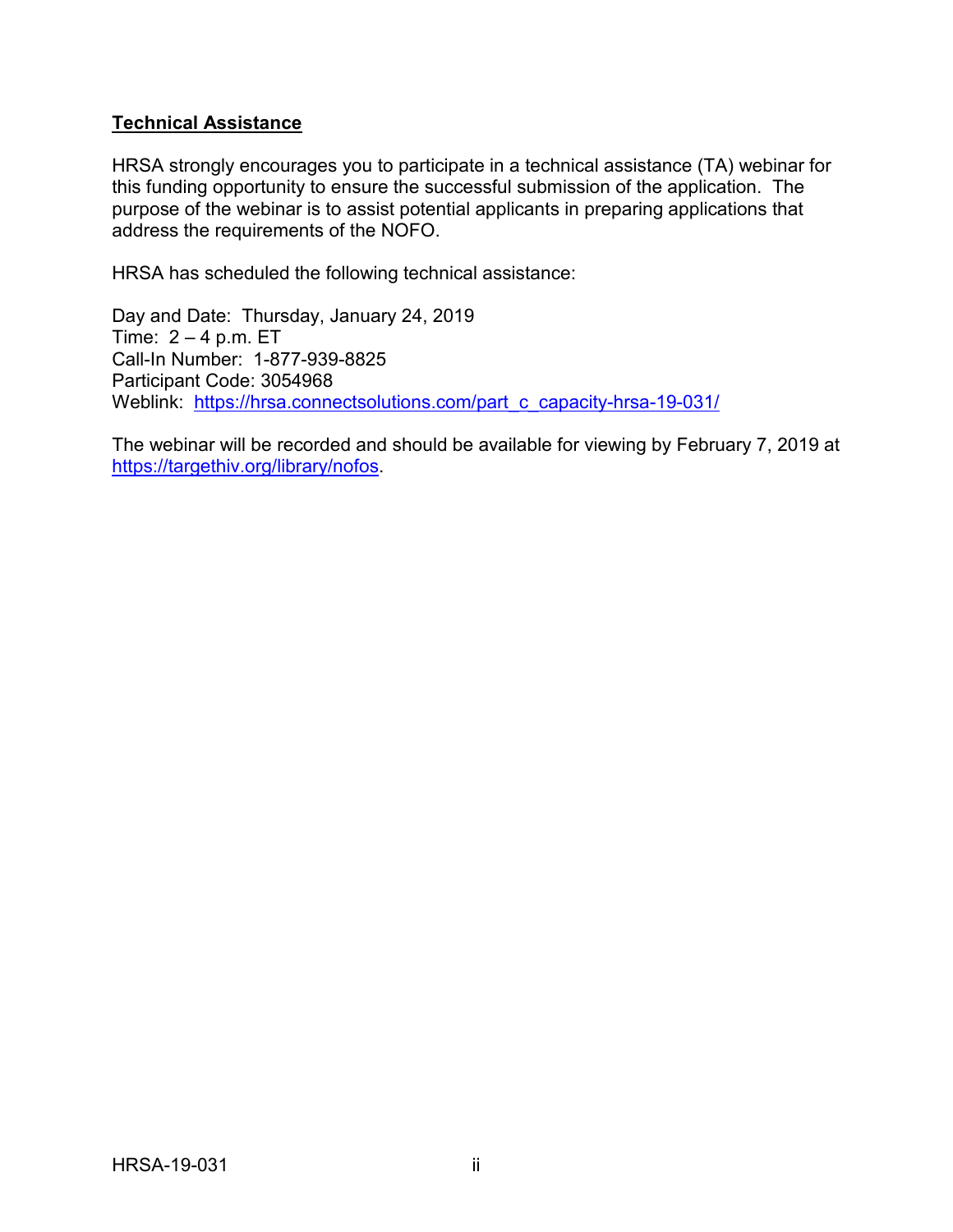**Technical Assistance**

HRSA strongly encourages you to participate in a technical assistance (TA) webinar for this funding opportunity to ensure the successful submission of the application. The purpose of the webinar is to assist potential applicants in preparing applications that address the requirements of the NOFO.

HRSA has scheduled the following technical assistance:

Day and Date: Thursday, January 24, 2019
Time: 2 – 4 p.m. ET
Call-In Number: 1-877-939-8825
Participant Code: 3054968
Weblink: [https://hrsa.connectsolutions.com/part_c_capacity-hrsa-19-031/](https://hrsa.connectsolutions.com/part_c_capacity-hrsa-19-031/)

The webinar will be recorded and should be available for viewing by February 7, 2019 at [https://targethiv.org/library/nofos](https://targethiv.org/library/nofos).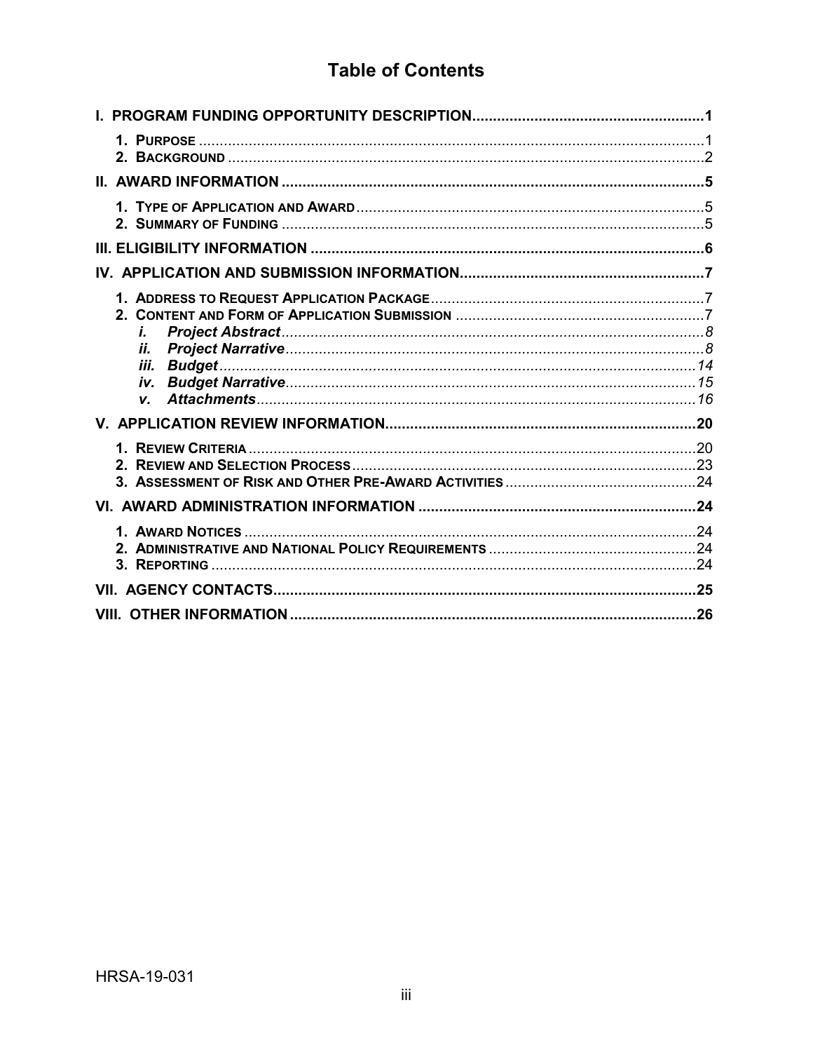# Table of Contents

**I. PROGRAM FUNDING OPPORTUNITY DESCRIPTION.......................................................1**

- **1. PURPOSE** .........................................................................................................1
- **2. BACKGROUND** ...................................................................................................2

**II. AWARD INFORMATION .......................................................................................5**

- **1. TYPE OF APPLICATION AND AWARD**...................................................................5
- **2. SUMMARY OF FUNDING** .....................................................................................5

**III. ELIGIBILITY INFORMATION ..............................................................................6**

**IV. APPLICATION AND SUBMISSION INFORMATION..........................................................7**

- **1. ADDRESS TO REQUEST APPLICATION PACKAGE**..................................................7
- **2. CONTENT AND FORM OF APPLICATION SUBMISSION** ...........................................7
  - ***i. Project Abstract***.....................................................................................8
  - ***ii. Project Narrative***..................................................................................8
  - ***iii. Budget***.................................................................................................14
  - ***iv. Budget Narrative***.................................................................................15
  - ***v. Attachments***.........................................................................................16

**V. APPLICATION REVIEW INFORMATION...........................................................20**

- **1. REVIEW CRITERIA** ............................................................................................20
- **2. REVIEW AND SELECTION PROCESS** ...................................................................23
- **3. ASSESSMENT OF RISK AND OTHER PRE-AWARD ACTIVITIES** .............................................24

**VI. AWARD ADMINISTRATION INFORMATION ...................................................................24**

- **1. AWARD NOTICES** ..............................................................................................24
- **2. ADMINISTRATIVE AND NATIONAL POLICY REQUIREMENTS** .................................................24
- **3. REPORTING** ......................................................................................................24

**VII. AGENCY CONTACTS.........................................................................................25**

**VIII. OTHER INFORMATION .....................................................................................26**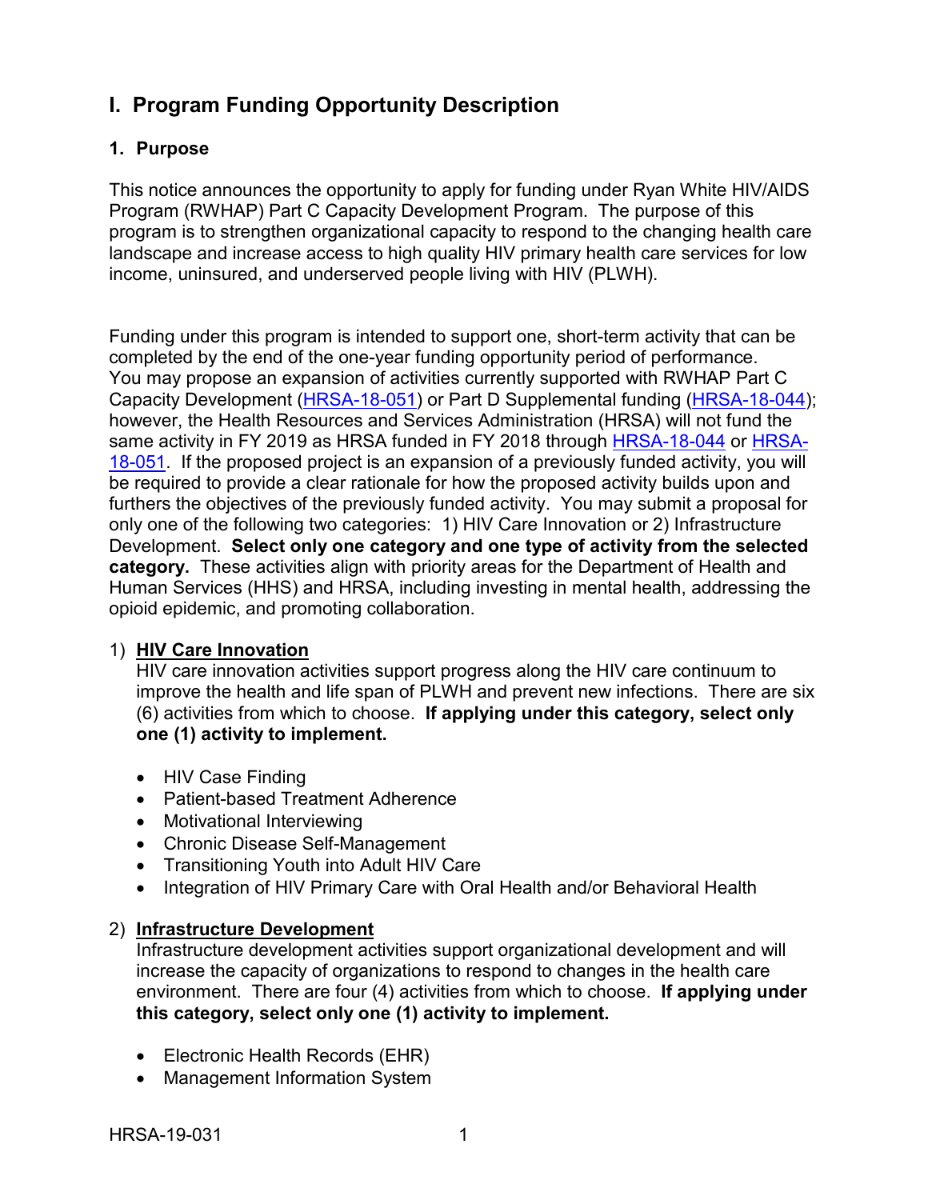# I. Program Funding Opportunity Description

## 1. Purpose

This notice announces the opportunity to apply for funding under Ryan White HIV/AIDS Program (RWHAP) Part C Capacity Development Program. The purpose of this program is to strengthen organizational capacity to respond to the changing health care landscape and increase access to high quality HIV primary health care services for low income, uninsured, and underserved people living with HIV (PLWH).

Funding under this program is intended to support one, short-term activity that can be completed by the end of the one-year funding opportunity period of performance. You may propose an expansion of activities currently supported with RWHAP Part C Capacity Development (HRSA-18-051) or Part D Supplemental funding (HRSA-18-044); however, the Health Resources and Services Administration (HRSA) will not fund the same activity in FY 2019 as HRSA funded in FY 2018 through HRSA-18-044 or HRSA-18-051. If the proposed project is an expansion of a previously funded activity, you will be required to provide a clear rationale for how the proposed activity builds upon and furthers the objectives of the previously funded activity. You may submit a proposal for only one of the following two categories: 1) HIV Care Innovation or 2) Infrastructure Development. **Select only one category and one type of activity from the selected category.** These activities align with priority areas for the Department of Health and Human Services (HHS) and HRSA, including investing in mental health, addressing the opioid epidemic, and promoting collaboration.

1) **HIV Care Innovation**
   HIV care innovation activities support progress along the HIV care continuum to improve the health and life span of PLWH and prevent new infections. There are six (6) activities from which to choose. **If applying under this category, select only one (1) activity to implement.**

   - HIV Case Finding
   - Patient-based Treatment Adherence
   - Motivational Interviewing
   - Chronic Disease Self-Management
   - Transitioning Youth into Adult HIV Care
   - Integration of HIV Primary Care with Oral Health and/or Behavioral Health

2) **Infrastructure Development**
   Infrastructure development activities support organizational development and will increase the capacity of organizations to respond to changes in the health care environment. There are four (4) activities from which to choose. **If applying under this category, select only one (1) activity to implement.**

   - Electronic Health Records (EHR)
   - Management Information System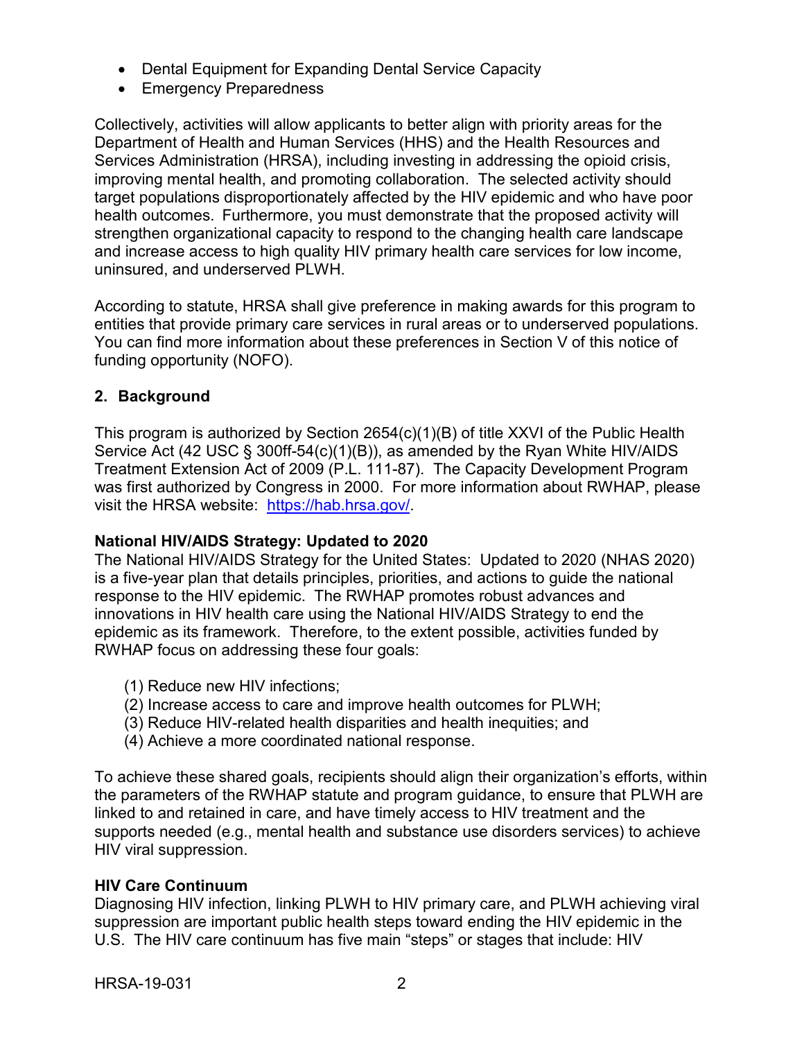- Dental Equipment for Expanding Dental Service Capacity
- Emergency Preparedness

Collectively, activities will allow applicants to better align with priority areas for the Department of Health and Human Services (HHS) and the Health Resources and Services Administration (HRSA), including investing in addressing the opioid crisis, improving mental health, and promoting collaboration. The selected activity should target populations disproportionately affected by the HIV epidemic and who have poor health outcomes. Furthermore, you must demonstrate that the proposed activity will strengthen organizational capacity to respond to the changing health care landscape and increase access to high quality HIV primary health care services for low income, uninsured, and underserved PLWH.

According to statute, HRSA shall give preference in making awards for this program to entities that provide primary care services in rural areas or to underserved populations. You can find more information about these preferences in Section V of this notice of funding opportunity (NOFO).

## 2. Background

This program is authorized by Section 2654(c)(1)(B) of title XXVI of the Public Health Service Act (42 USC § 300ff-54(c)(1)(B)), as amended by the Ryan White HIV/AIDS Treatment Extension Act of 2009 (P.L. 111-87). The Capacity Development Program was first authorized by Congress in 2000. For more information about RWHAP, please visit the HRSA website: https://hab.hrsa.gov/.

**National HIV/AIDS Strategy: Updated to 2020**

The National HIV/AIDS Strategy for the United States: Updated to 2020 (NHAS 2020) is a five-year plan that details principles, priorities, and actions to guide the national response to the HIV epidemic. The RWHAP promotes robust advances and innovations in HIV health care using the National HIV/AIDS Strategy to end the epidemic as its framework. Therefore, to the extent possible, activities funded by RWHAP focus on addressing these four goals:

(1) Reduce new HIV infections;
(2) Increase access to care and improve health outcomes for PLWH;
(3) Reduce HIV-related health disparities and health inequities; and
(4) Achieve a more coordinated national response.

To achieve these shared goals, recipients should align their organization's efforts, within the parameters of the RWHAP statute and program guidance, to ensure that PLWH are linked to and retained in care, and have timely access to HIV treatment and the supports needed (e.g., mental health and substance use disorders services) to achieve HIV viral suppression.

**HIV Care Continuum**

Diagnosing HIV infection, linking PLWH to HIV primary care, and PLWH achieving viral suppression are important public health steps toward ending the HIV epidemic in the U.S. The HIV care continuum has five main "steps" or stages that include: HIV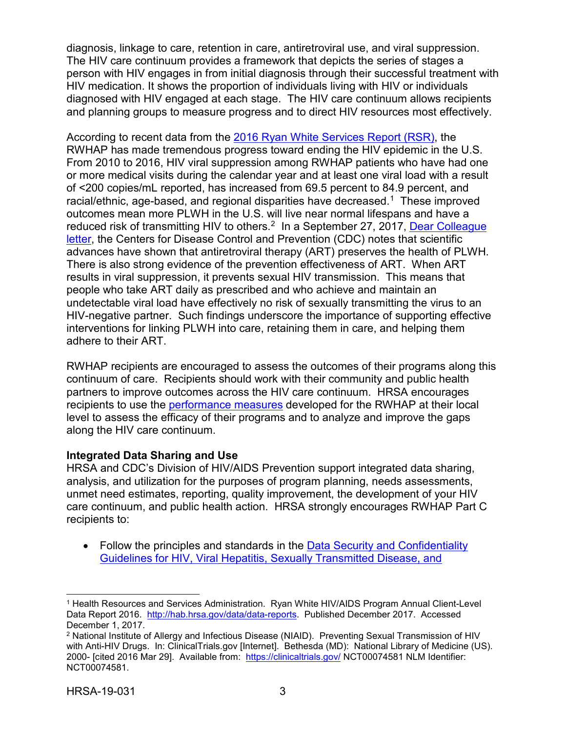diagnosis, linkage to care, retention in care, antiretroviral use, and viral suppression. The HIV care continuum provides a framework that depicts the series of stages a person with HIV engages in from initial diagnosis through their successful treatment with HIV medication. It shows the proportion of individuals living with HIV or individuals diagnosed with HIV engaged at each stage. The HIV care continuum allows recipients and planning groups to measure progress and to direct HIV resources most effectively.

According to recent data from the [2016 Ryan White Services Report (RSR)](), the RWHAP has made tremendous progress toward ending the HIV epidemic in the U.S. From 2010 to 2016, HIV viral suppression among RWHAP patients who have had one or more medical visits during the calendar year and at least one viral load with a result of <200 copies/mL reported, has increased from 69.5 percent to 84.9 percent, and racial/ethnic, age-based, and regional disparities have decreased.[1] These improved outcomes mean more PLWH in the U.S. will live near normal lifespans and have a reduced risk of transmitting HIV to others.[2] In a September 27, 2017, [Dear Colleague letter](), the Centers for Disease Control and Prevention (CDC) notes that scientific advances have shown that antiretroviral therapy (ART) preserves the health of PLWH. There is also strong evidence of the prevention effectiveness of ART. When ART results in viral suppression, it prevents sexual HIV transmission. This means that people who take ART daily as prescribed and who achieve and maintain an undetectable viral load have effectively no risk of sexually transmitting the virus to an HIV-negative partner. Such findings underscore the importance of supporting effective interventions for linking PLWH into care, retaining them in care, and helping them adhere to their ART.

RWHAP recipients are encouraged to assess the outcomes of their programs along this continuum of care. Recipients should work with their community and public health partners to improve outcomes across the HIV care continuum. HRSA encourages recipients to use the [performance measures]() developed for the RWHAP at their local level to assess the efficacy of their programs and to analyze and improve the gaps along the HIV care continuum.

**Integrated Data Sharing and Use**

HRSA and CDC's Division of HIV/AIDS Prevention support integrated data sharing, analysis, and utilization for the purposes of program planning, needs assessments, unmet need estimates, reporting, quality improvement, the development of your HIV care continuum, and public health action. HRSA strongly encourages RWHAP Part C recipients to:

- Follow the principles and standards in the [Data Security and Confidentiality Guidelines for HIV, Viral Hepatitis, Sexually Transmitted Disease, and]()

---

[1] Health Resources and Services Administration. Ryan White HIV/AIDS Program Annual Client-Level Data Report 2016. http://hab.hrsa.gov/data/data-reports. Published December 2017. Accessed December 1, 2017.

[2] National Institute of Allergy and Infectious Disease (NIAID). Preventing Sexual Transmission of HIV with Anti-HIV Drugs. In: ClinicalTrials.gov [Internet]. Bethesda (MD): National Library of Medicine (US). 2000- [cited 2016 Mar 29]. Available from: https://clinicaltrials.gov/ NCT00074581 NLM Identifier: NCT00074581.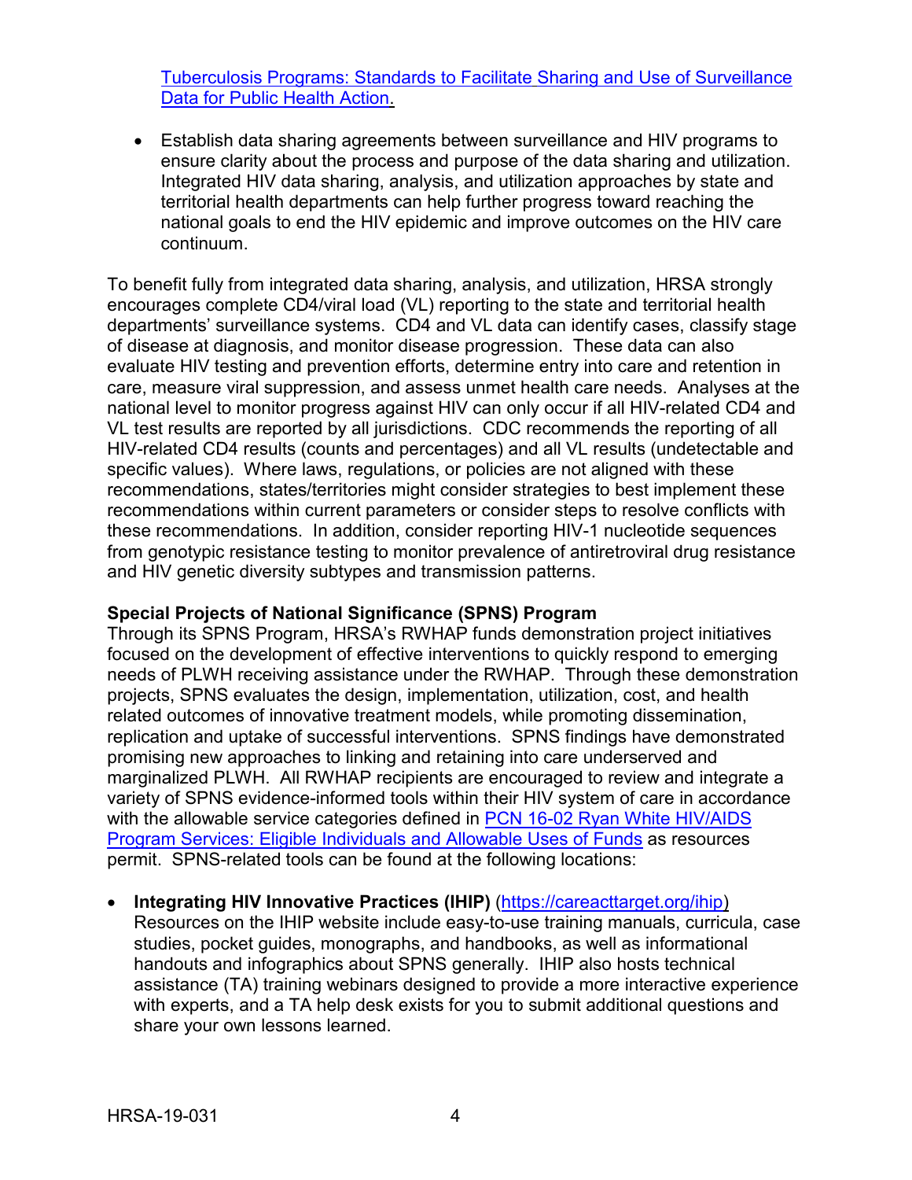[Tuberculosis Programs: Standards to Facilitate Sharing and Use of Surveillance Data for Public Health Action.]

- Establish data sharing agreements between surveillance and HIV programs to ensure clarity about the process and purpose of the data sharing and utilization. Integrated HIV data sharing, analysis, and utilization approaches by state and territorial health departments can help further progress toward reaching the national goals to end the HIV epidemic and improve outcomes on the HIV care continuum.

To benefit fully from integrated data sharing, analysis, and utilization, HRSA strongly encourages complete CD4/viral load (VL) reporting to the state and territorial health departments' surveillance systems. CD4 and VL data can identify cases, classify stage of disease at diagnosis, and monitor disease progression. These data can also evaluate HIV testing and prevention efforts, determine entry into care and retention in care, measure viral suppression, and assess unmet health care needs. Analyses at the national level to monitor progress against HIV can only occur if all HIV-related CD4 and VL test results are reported by all jurisdictions. CDC recommends the reporting of all HIV-related CD4 results (counts and percentages) and all VL results (undetectable and specific values). Where laws, regulations, or policies are not aligned with these recommendations, states/territories might consider strategies to best implement these recommendations within current parameters or consider steps to resolve conflicts with these recommendations. In addition, consider reporting HIV-1 nucleotide sequences from genotypic resistance testing to monitor prevalence of antiretroviral drug resistance and HIV genetic diversity subtypes and transmission patterns.

**Special Projects of National Significance (SPNS) Program**

Through its SPNS Program, HRSA's RWHAP funds demonstration project initiatives focused on the development of effective interventions to quickly respond to emerging needs of PLWH receiving assistance under the RWHAP. Through these demonstration projects, SPNS evaluates the design, implementation, utilization, cost, and health related outcomes of innovative treatment models, while promoting dissemination, replication and uptake of successful interventions. SPNS findings have demonstrated promising new approaches to linking and retaining into care underserved and marginalized PLWH. All RWHAP recipients are encouraged to review and integrate a variety of SPNS evidence-informed tools within their HIV system of care in accordance with the allowable service categories defined in PCN 16-02 Ryan White HIV/AIDS Program Services: Eligible Individuals and Allowable Uses of Funds as resources permit. SPNS-related tools can be found at the following locations:

- **Integrating HIV Innovative Practices (IHIP)** (https://careacttarget.org/ihip) Resources on the IHIP website include easy-to-use training manuals, curricula, case studies, pocket guides, monographs, and handbooks, as well as informational handouts and infographics about SPNS generally. IHIP also hosts technical assistance (TA) training webinars designed to provide a more interactive experience with experts, and a TA help desk exists for you to submit additional questions and share your own lessons learned.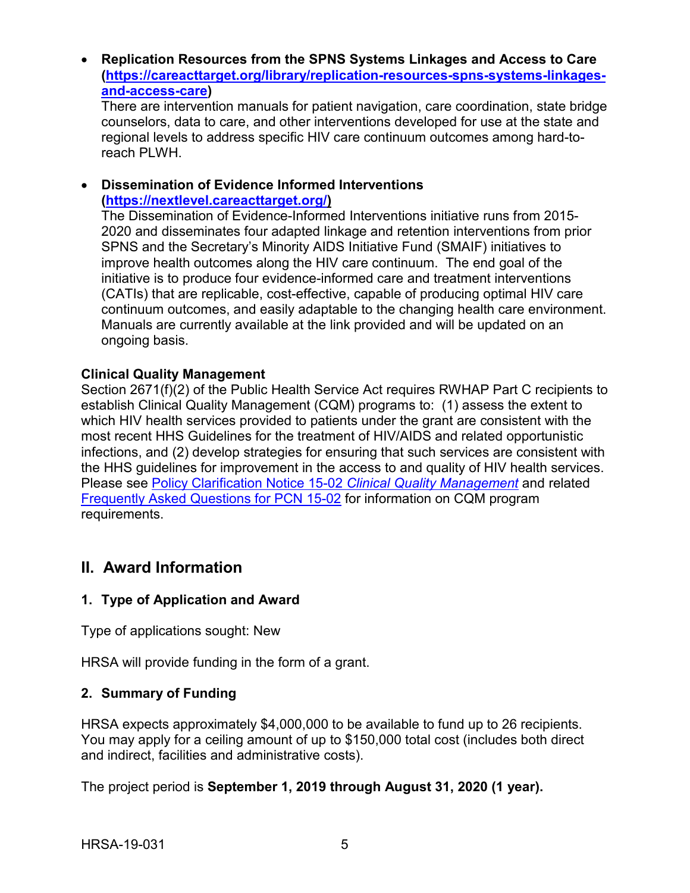- **Replication Resources from the SPNS Systems Linkages and Access to Care ([https://careacttarget.org/library/replication-resources-spns-systems-linkages-and-access-care](https://careacttarget.org/library/replication-resources-spns-systems-linkages-and-access-care))**
  There are intervention manuals for patient navigation, care coordination, state bridge counselors, data to care, and other interventions developed for use at the state and regional levels to address specific HIV care continuum outcomes among hard-to-reach PLWH.

- **Dissemination of Evidence Informed Interventions ([https://nextlevel.careacttarget.org/](https://nextlevel.careacttarget.org/))**
  The Dissemination of Evidence-Informed Interventions initiative runs from 2015-2020 and disseminates four adapted linkage and retention interventions from prior SPNS and the Secretary's Minority AIDS Initiative Fund (SMAIF) initiatives to improve health outcomes along the HIV care continuum. The end goal of the initiative is to produce four evidence-informed care and treatment interventions (CATIs) that are replicable, cost-effective, capable of producing optimal HIV care continuum outcomes, and easily adaptable to the changing health care environment. Manuals are currently available at the link provided and will be updated on an ongoing basis.

**Clinical Quality Management**

Section 2671(f)(2) of the Public Health Service Act requires RWHAP Part C recipients to establish Clinical Quality Management (CQM) programs to: (1) assess the extent to which HIV health services provided to patients under the grant are consistent with the most recent HHS Guidelines for the treatment of HIV/AIDS and related opportunistic infections, and (2) develop strategies for ensuring that such services are consistent with the HHS guidelines for improvement in the access to and quality of HIV health services. Please see Policy Clarification Notice 15-02 *Clinical Quality Management* and related Frequently Asked Questions for PCN 15-02 for information on CQM program requirements.

## II. Award Information

### 1. Type of Application and Award

Type of applications sought: New

HRSA will provide funding in the form of a grant.

### 2. Summary of Funding

HRSA expects approximately $4,000,000 to be available to fund up to 26 recipients. You may apply for a ceiling amount of up to $150,000 total cost (includes both direct and indirect, facilities and administrative costs).

The project period is **September 1, 2019 through August 31, 2020 (1 year).**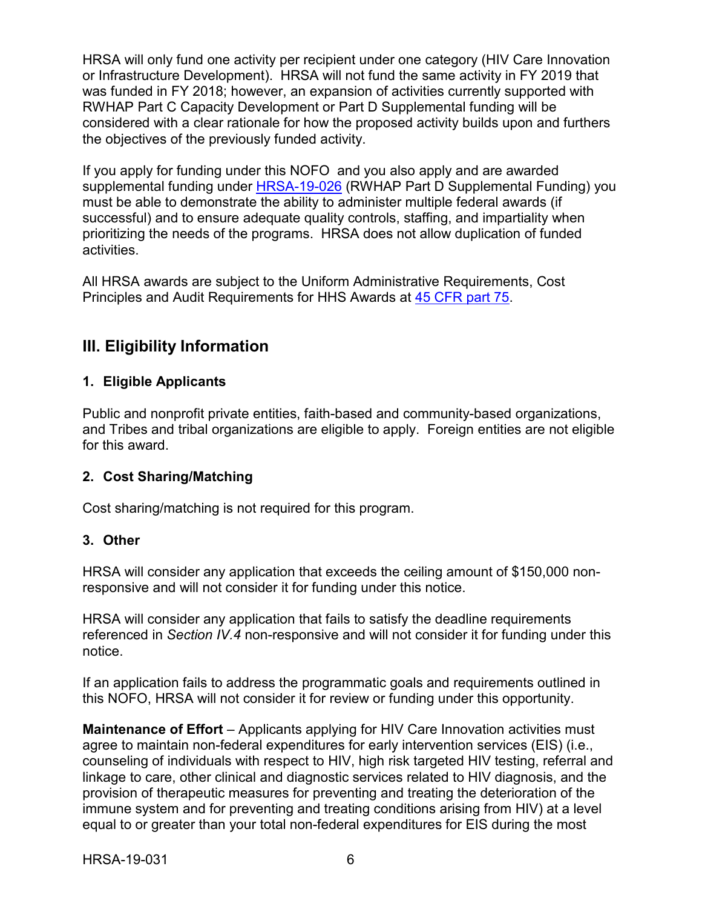HRSA will only fund one activity per recipient under one category (HIV Care Innovation or Infrastructure Development). HRSA will not fund the same activity in FY 2019 that was funded in FY 2018; however, an expansion of activities currently supported with RWHAP Part C Capacity Development or Part D Supplemental funding will be considered with a clear rationale for how the proposed activity builds upon and furthers the objectives of the previously funded activity.

If you apply for funding under this NOFO and you also apply and are awarded supplemental funding under [HRSA-19-026](HRSA-19-026) (RWHAP Part D Supplemental Funding) you must be able to demonstrate the ability to administer multiple federal awards (if successful) and to ensure adequate quality controls, staffing, and impartiality when prioritizing the needs of the programs. HRSA does not allow duplication of funded activities.

All HRSA awards are subject to the Uniform Administrative Requirements, Cost Principles and Audit Requirements for HHS Awards at [45 CFR part 75](45 CFR part 75).

## III. Eligibility Information

### 1. Eligible Applicants

Public and nonprofit private entities, faith-based and community-based organizations, and Tribes and tribal organizations are eligible to apply. Foreign entities are not eligible for this award.

### 2. Cost Sharing/Matching

Cost sharing/matching is not required for this program.

### 3. Other

HRSA will consider any application that exceeds the ceiling amount of $150,000 non-responsive and will not consider it for funding under this notice.

HRSA will consider any application that fails to satisfy the deadline requirements referenced in *Section IV.4* non-responsive and will not consider it for funding under this notice.

If an application fails to address the programmatic goals and requirements outlined in this NOFO, HRSA will not consider it for review or funding under this opportunity.

**Maintenance of Effort** – Applicants applying for HIV Care Innovation activities must agree to maintain non-federal expenditures for early intervention services (EIS) (i.e., counseling of individuals with respect to HIV, high risk targeted HIV testing, referral and linkage to care, other clinical and diagnostic services related to HIV diagnosis, and the provision of therapeutic measures for preventing and treating the deterioration of the immune system and for preventing and treating conditions arising from HIV) at a level equal to or greater than your total non-federal expenditures for EIS during the most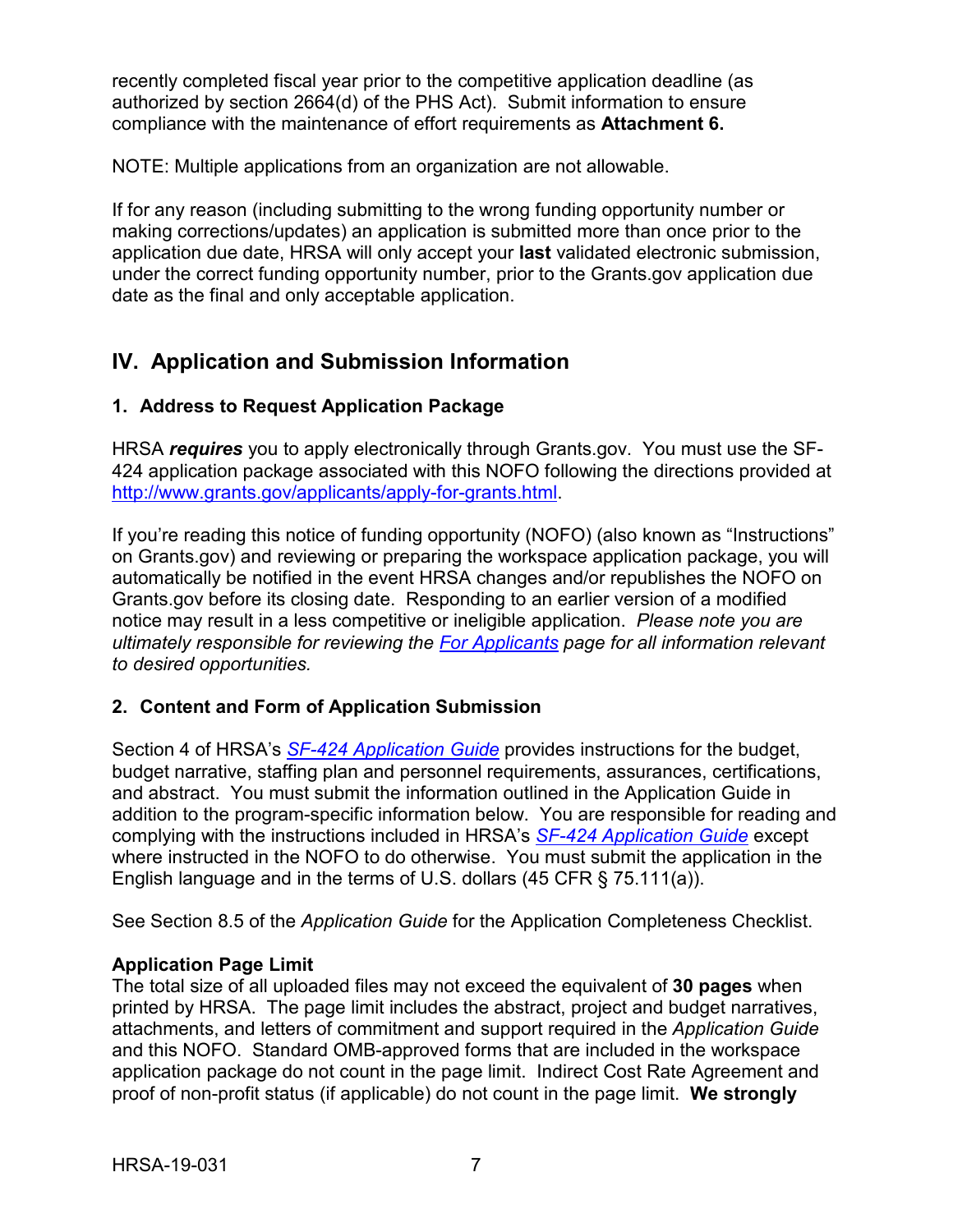recently completed fiscal year prior to the competitive application deadline (as authorized by section 2664(d) of the PHS Act). Submit information to ensure compliance with the maintenance of effort requirements as **Attachment 6.**

NOTE: Multiple applications from an organization are not allowable.

If for any reason (including submitting to the wrong funding opportunity number or making corrections/updates) an application is submitted more than once prior to the application due date, HRSA will only accept your **last** validated electronic submission, under the correct funding opportunity number, prior to the Grants.gov application due date as the final and only acceptable application.

## IV. Application and Submission Information

### 1. Address to Request Application Package

HRSA ***requires*** you to apply electronically through Grants.gov. You must use the SF-424 application package associated with this NOFO following the directions provided at [http://www.grants.gov/applicants/apply-for-grants.html](http://www.grants.gov/applicants/apply-for-grants.html).

If you're reading this notice of funding opportunity (NOFO) (also known as "Instructions" on Grants.gov) and reviewing or preparing the workspace application package, you will automatically be notified in the event HRSA changes and/or republishes the NOFO on Grants.gov before its closing date. Responding to an earlier version of a modified notice may result in a less competitive or ineligible application. *Please note you are ultimately responsible for reviewing the [For Applicants]() page for all information relevant to desired opportunities.*

### 2. Content and Form of Application Submission

Section 4 of HRSA's *[SF-424 Application Guide]()* provides instructions for the budget, budget narrative, staffing plan and personnel requirements, assurances, certifications, and abstract. You must submit the information outlined in the Application Guide in addition to the program-specific information below. You are responsible for reading and complying with the instructions included in HRSA's *[SF-424 Application Guide]()* except where instructed in the NOFO to do otherwise. You must submit the application in the English language and in the terms of U.S. dollars (45 CFR § 75.111(a)).

See Section 8.5 of the *Application Guide* for the Application Completeness Checklist.

**Application Page Limit**
The total size of all uploaded files may not exceed the equivalent of **30 pages** when printed by HRSA. The page limit includes the abstract, project and budget narratives, attachments, and letters of commitment and support required in the *Application Guide* and this NOFO. Standard OMB-approved forms that are included in the workspace application package do not count in the page limit. Indirect Cost Rate Agreement and proof of non-profit status (if applicable) do not count in the page limit. **We strongly**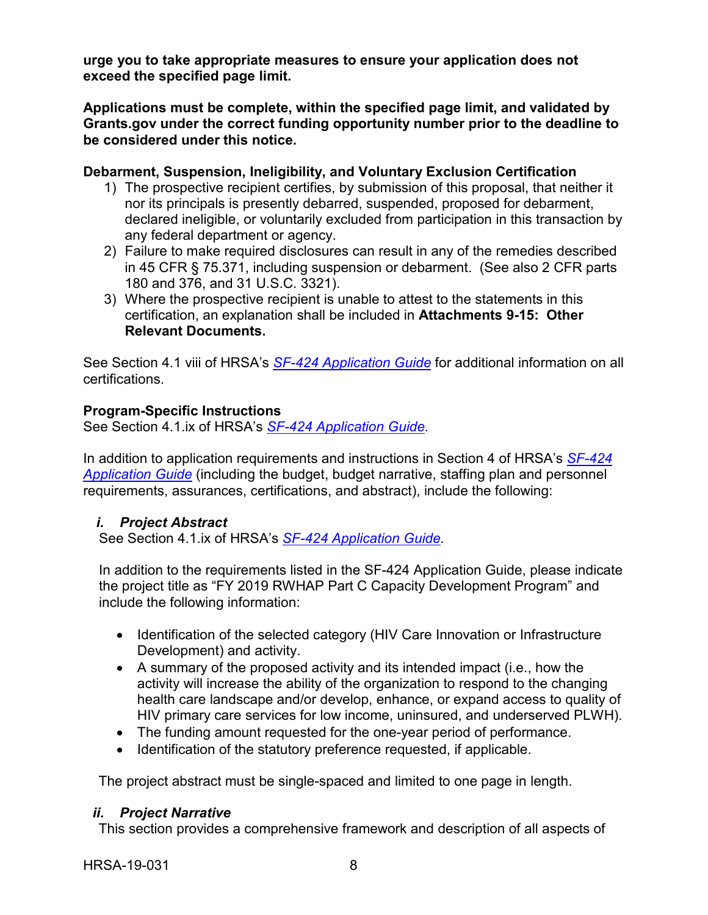**urge you to take appropriate measures to ensure your application does not exceed the specified page limit.**

**Applications must be complete, within the specified page limit, and validated by Grants.gov under the correct funding opportunity number prior to the deadline to be considered under this notice.**

**Debarment, Suspension, Ineligibility, and Voluntary Exclusion Certification**

1) The prospective recipient certifies, by submission of this proposal, that neither it nor its principals is presently debarred, suspended, proposed for debarment, declared ineligible, or voluntarily excluded from participation in this transaction by any federal department or agency.
2) Failure to make required disclosures can result in any of the remedies described in 45 CFR § 75.371, including suspension or debarment. (See also 2 CFR parts 180 and 376, and 31 U.S.C. 3321).
3) Where the prospective recipient is unable to attest to the statements in this certification, an explanation shall be included in **Attachments 9-15: Other Relevant Documents.**

See Section 4.1 viii of HRSA's *SF-424 Application Guide* for additional information on all certifications.

**Program-Specific Instructions**

See Section 4.1.ix of HRSA's *SF-424 Application Guide.*

In addition to application requirements and instructions in Section 4 of HRSA's *SF-424 Application Guide* (including the budget, budget narrative, staffing plan and personnel requirements, assurances, certifications, and abstract), include the following:

### *i. Project Abstract*

See Section 4.1.ix of HRSA's *SF-424 Application Guide.*

In addition to the requirements listed in the SF-424 Application Guide, please indicate the project title as "FY 2019 RWHAP Part C Capacity Development Program" and include the following information:

- Identification of the selected category (HIV Care Innovation or Infrastructure Development) and activity.
- A summary of the proposed activity and its intended impact (i.e., how the activity will increase the ability of the organization to respond to the changing health care landscape and/or develop, enhance, or expand access to quality of HIV primary care services for low income, uninsured, and underserved PLWH).
- The funding amount requested for the one-year period of performance.
- Identification of the statutory preference requested, if applicable.

The project abstract must be single-spaced and limited to one page in length.

### *ii. Project Narrative*

This section provides a comprehensive framework and description of all aspects of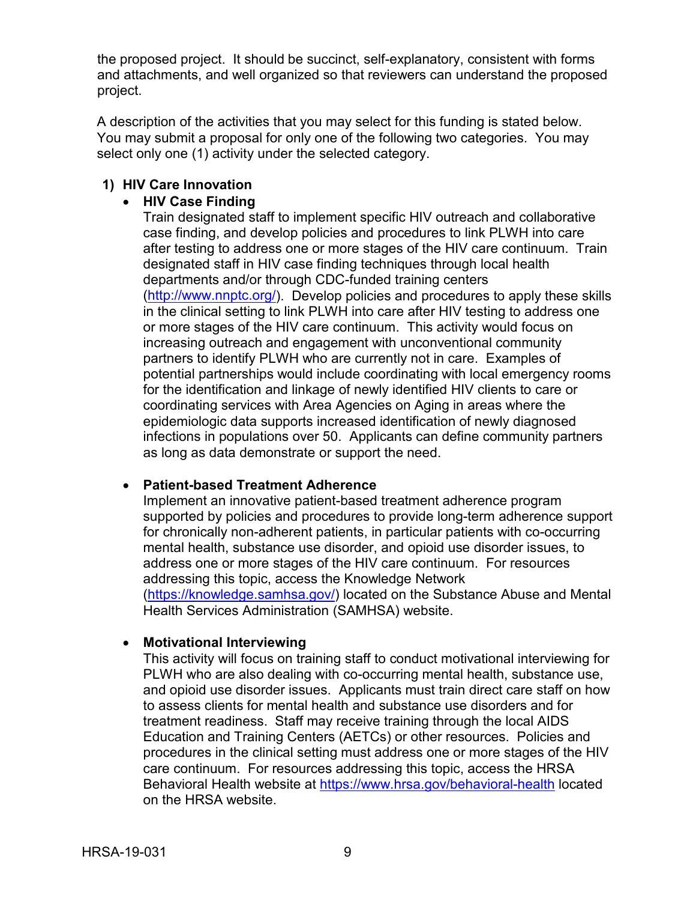the proposed project. It should be succinct, self-explanatory, consistent with forms and attachments, and well organized so that reviewers can understand the proposed project.

A description of the activities that you may select for this funding is stated below. You may submit a proposal for only one of the following two categories. You may select only one (1) activity under the selected category.

**1) HIV Care Innovation**

- **HIV Case Finding**
  Train designated staff to implement specific HIV outreach and collaborative case finding, and develop policies and procedures to link PLWH into care after testing to address one or more stages of the HIV care continuum. Train designated staff in HIV case finding techniques through local health departments and/or through CDC-funded training centers ([http://www.nnptc.org/](http://www.nnptc.org/)). Develop policies and procedures to apply these skills in the clinical setting to link PLWH into care after HIV testing to address one or more stages of the HIV care continuum. This activity would focus on increasing outreach and engagement with unconventional community partners to identify PLWH who are currently not in care. Examples of potential partnerships would include coordinating with local emergency rooms for the identification and linkage of newly identified HIV clients to care or coordinating services with Area Agencies on Aging in areas where the epidemiologic data supports increased identification of newly diagnosed infections in populations over 50. Applicants can define community partners as long as data demonstrate or support the need.

- **Patient-based Treatment Adherence**
  Implement an innovative patient-based treatment adherence program supported by policies and procedures to provide long-term adherence support for chronically non-adherent patients, in particular patients with co-occurring mental health, substance use disorder, and opioid use disorder issues, to address one or more stages of the HIV care continuum. For resources addressing this topic, access the Knowledge Network ([https://knowledge.samhsa.gov/](https://knowledge.samhsa.gov/)) located on the Substance Abuse and Mental Health Services Administration (SAMHSA) website.

- **Motivational Interviewing**
  This activity will focus on training staff to conduct motivational interviewing for PLWH who are also dealing with co-occurring mental health, substance use, and opioid use disorder issues. Applicants must train direct care staff on how to assess clients for mental health and substance use disorders and for treatment readiness. Staff may receive training through the local AIDS Education and Training Centers (AETCs) or other resources. Policies and procedures in the clinical setting must address one or more stages of the HIV care continuum. For resources addressing this topic, access the HRSA Behavioral Health website at [https://www.hrsa.gov/behavioral-health](https://www.hrsa.gov/behavioral-health) located on the HRSA website.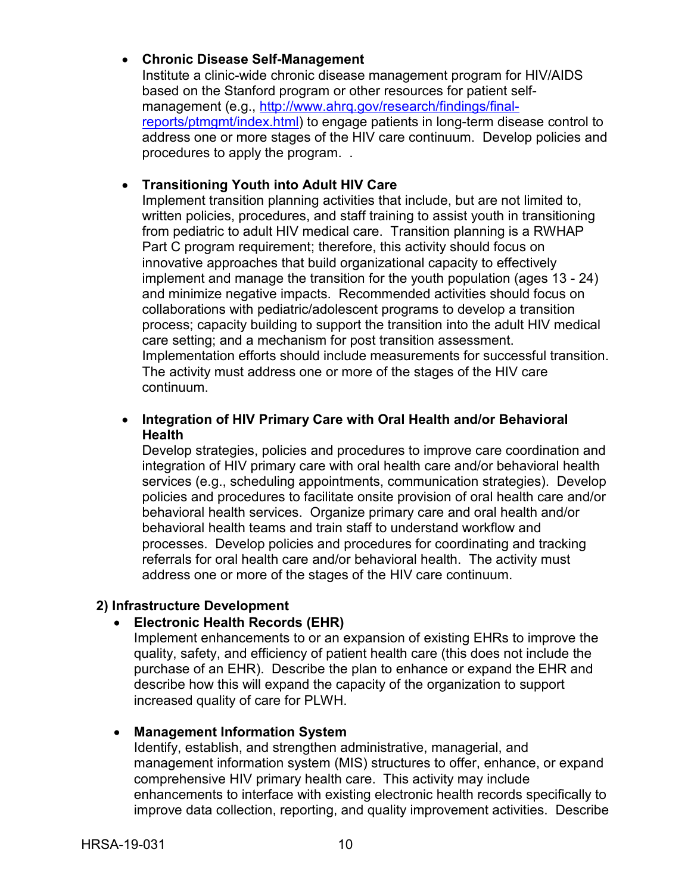- **Chronic Disease Self-Management**
  Institute a clinic-wide chronic disease management program for HIV/AIDS based on the Stanford program or other resources for patient self-management (e.g., [http://www.ahrq.gov/research/findings/final-reports/ptmgmt/index.html](http://www.ahrq.gov/research/findings/final-reports/ptmgmt/index.html)) to engage patients in long-term disease control to address one or more stages of the HIV care continuum. Develop policies and procedures to apply the program. .

- **Transitioning Youth into Adult HIV Care**
  Implement transition planning activities that include, but are not limited to, written policies, procedures, and staff training to assist youth in transitioning from pediatric to adult HIV medical care. Transition planning is a RWHAP Part C program requirement; therefore, this activity should focus on innovative approaches that build organizational capacity to effectively implement and manage the transition for the youth population (ages 13 - 24) and minimize negative impacts. Recommended activities should focus on collaborations with pediatric/adolescent programs to develop a transition process; capacity building to support the transition into the adult HIV medical care setting; and a mechanism for post transition assessment. Implementation efforts should include measurements for successful transition. The activity must address one or more of the stages of the HIV care continuum.

- **Integration of HIV Primary Care with Oral Health and/or Behavioral Health**
  Develop strategies, policies and procedures to improve care coordination and integration of HIV primary care with oral health care and/or behavioral health services (e.g., scheduling appointments, communication strategies). Develop policies and procedures to facilitate onsite provision of oral health care and/or behavioral health services. Organize primary care and oral health and/or behavioral health teams and train staff to understand workflow and processes. Develop policies and procedures for coordinating and tracking referrals for oral health care and/or behavioral health. The activity must address one or more of the stages of the HIV care continuum.

**2) Infrastructure Development**

- **Electronic Health Records (EHR)**
  Implement enhancements to or an expansion of existing EHRs to improve the quality, safety, and efficiency of patient health care (this does not include the purchase of an EHR). Describe the plan to enhance or expand the EHR and describe how this will expand the capacity of the organization to support increased quality of care for PLWH.

- **Management Information System**
  Identify, establish, and strengthen administrative, managerial, and management information system (MIS) structures to offer, enhance, or expand comprehensive HIV primary health care. This activity may include enhancements to interface with existing electronic health records specifically to improve data collection, reporting, and quality improvement activities. Describe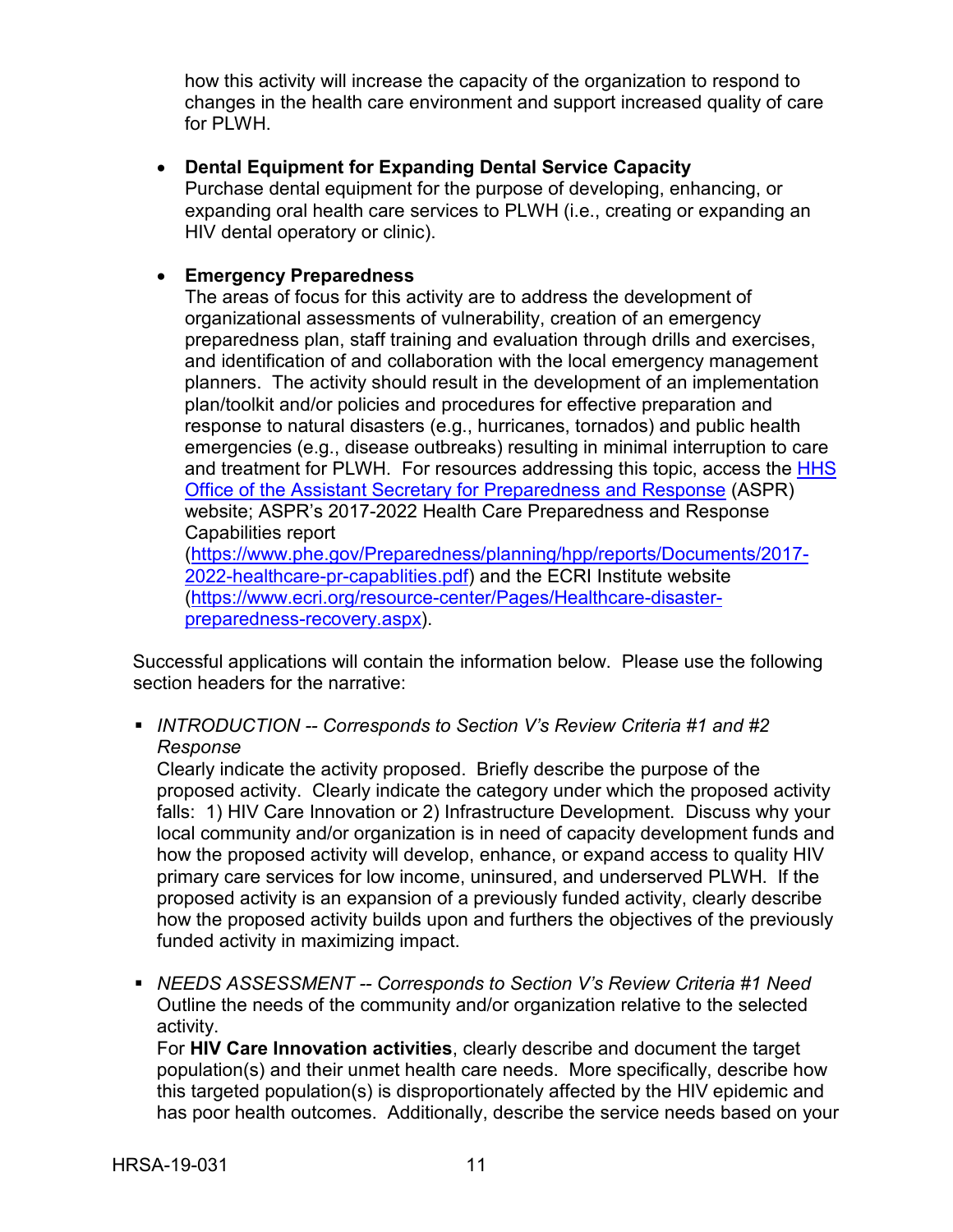how this activity will increase the capacity of the organization to respond to changes in the health care environment and support increased quality of care for PLWH.

- **Dental Equipment for Expanding Dental Service Capacity**
  Purchase dental equipment for the purpose of developing, enhancing, or expanding oral health care services to PLWH (i.e., creating or expanding an HIV dental operatory or clinic).

- **Emergency Preparedness**
  The areas of focus for this activity are to address the development of organizational assessments of vulnerability, creation of an emergency preparedness plan, staff training and evaluation through drills and exercises, and identification of and collaboration with the local emergency management planners. The activity should result in the development of an implementation plan/toolkit and/or policies and procedures for effective preparation and response to natural disasters (e.g., hurricanes, tornados) and public health emergencies (e.g., disease outbreaks) resulting in minimal interruption to care and treatment for PLWH. For resources addressing this topic, access the [HHS Office of the Assistant Secretary for Preparedness and Response](https://www.phe.gov) (ASPR) website; ASPR's 2017-2022 Health Care Preparedness and Response Capabilities report ([https://www.phe.gov/Preparedness/planning/hpp/reports/Documents/2017-2022-healthcare-pr-capablities.pdf](https://www.phe.gov/Preparedness/planning/hpp/reports/Documents/2017-2022-healthcare-pr-capablities.pdf)) and the ECRI Institute website ([https://www.ecri.org/resource-center/Pages/Healthcare-disaster-preparedness-recovery.aspx](https://www.ecri.org/resource-center/Pages/Healthcare-disaster-preparedness-recovery.aspx)).

Successful applications will contain the information below. Please use the following section headers for the narrative:

- *INTRODUCTION -- Corresponds to Section V's Review Criteria #1 and #2 Response*
  Clearly indicate the activity proposed. Briefly describe the purpose of the proposed activity. Clearly indicate the category under which the proposed activity falls: 1) HIV Care Innovation or 2) Infrastructure Development. Discuss why your local community and/or organization is in need of capacity development funds and how the proposed activity will develop, enhance, or expand access to quality HIV primary care services for low income, uninsured, and underserved PLWH. If the proposed activity is an expansion of a previously funded activity, clearly describe how the proposed activity builds upon and furthers the objectives of the previously funded activity in maximizing impact.

- *NEEDS ASSESSMENT -- Corresponds to Section V's Review Criteria #1 Need*
  Outline the needs of the community and/or organization relative to the selected activity.
  For **HIV Care Innovation activities**, clearly describe and document the target population(s) and their unmet health care needs. More specifically, describe how this targeted population(s) is disproportionately affected by the HIV epidemic and has poor health outcomes. Additionally, describe the service needs based on your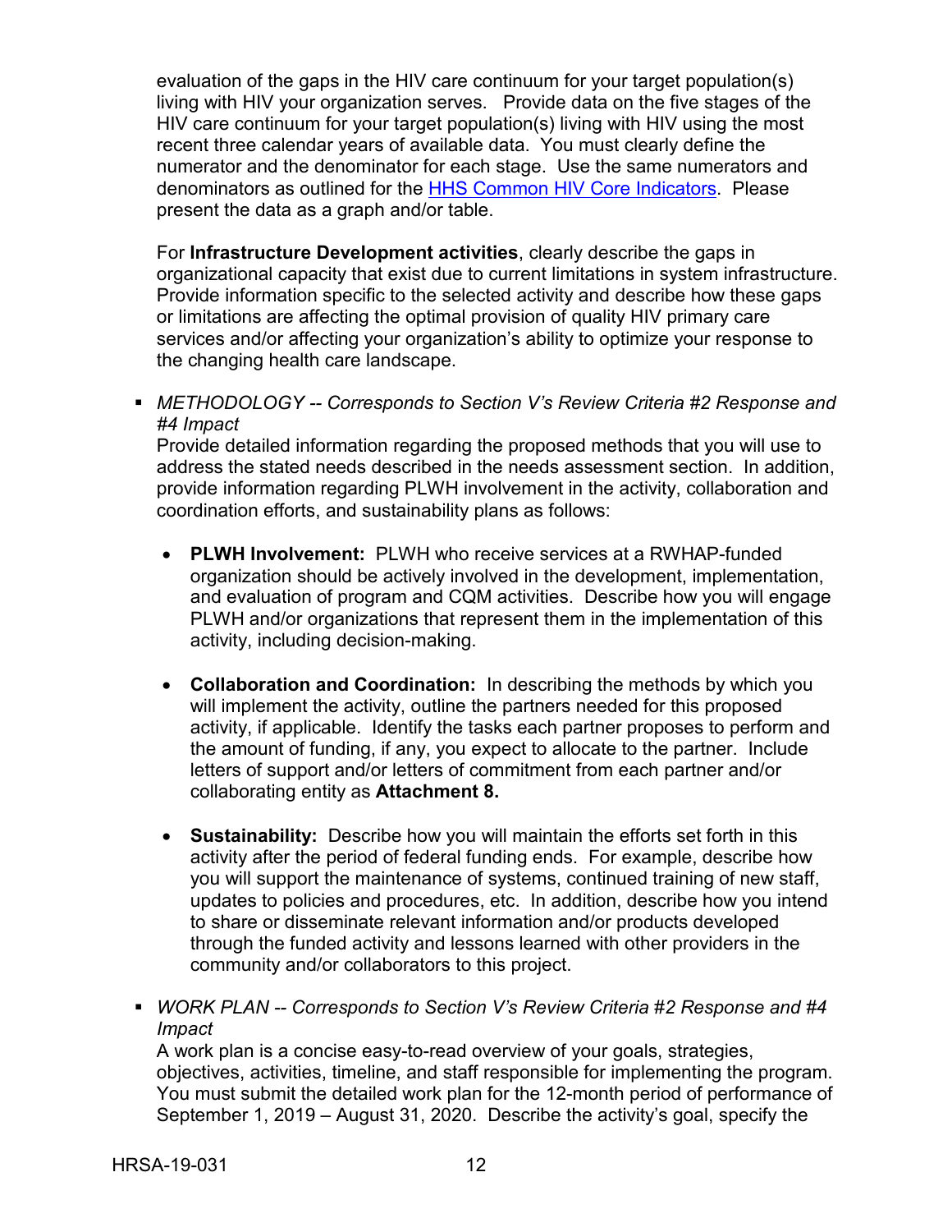evaluation of the gaps in the HIV care continuum for your target population(s) living with HIV your organization serves. Provide data on the five stages of the HIV care continuum for your target population(s) living with HIV using the most recent three calendar years of available data. You must clearly define the numerator and the denominator for each stage. Use the same numerators and denominators as outlined for the [HHS Common HIV Core Indicators](). Please present the data as a graph and/or table.

For **Infrastructure Development activities**, clearly describe the gaps in organizational capacity that exist due to current limitations in system infrastructure. Provide information specific to the selected activity and describe how these gaps or limitations are affecting the optimal provision of quality HIV primary care services and/or affecting your organization's ability to optimize your response to the changing health care landscape.

- *METHODOLOGY -- Corresponds to Section V's Review Criteria #2 Response and #4 Impact*
  Provide detailed information regarding the proposed methods that you will use to address the stated needs described in the needs assessment section. In addition, provide information regarding PLWH involvement in the activity, collaboration and coordination efforts, and sustainability plans as follows:

  - **PLWH Involvement:** PLWH who receive services at a RWHAP-funded organization should be actively involved in the development, implementation, and evaluation of program and CQM activities. Describe how you will engage PLWH and/or organizations that represent them in the implementation of this activity, including decision-making.

  - **Collaboration and Coordination:** In describing the methods by which you will implement the activity, outline the partners needed for this proposed activity, if applicable. Identify the tasks each partner proposes to perform and the amount of funding, if any, you expect to allocate to the partner. Include letters of support and/or letters of commitment from each partner and/or collaborating entity as **Attachment 8.**

  - **Sustainability:** Describe how you will maintain the efforts set forth in this activity after the period of federal funding ends. For example, describe how you will support the maintenance of systems, continued training of new staff, updates to policies and procedures, etc. In addition, describe how you intend to share or disseminate relevant information and/or products developed through the funded activity and lessons learned with other providers in the community and/or collaborators to this project.

- *WORK PLAN -- Corresponds to Section V's Review Criteria #2 Response and #4 Impact*
  A work plan is a concise easy-to-read overview of your goals, strategies, objectives, activities, timeline, and staff responsible for implementing the program. You must submit the detailed work plan for the 12-month period of performance of September 1, 2019 – August 31, 2020. Describe the activity's goal, specify the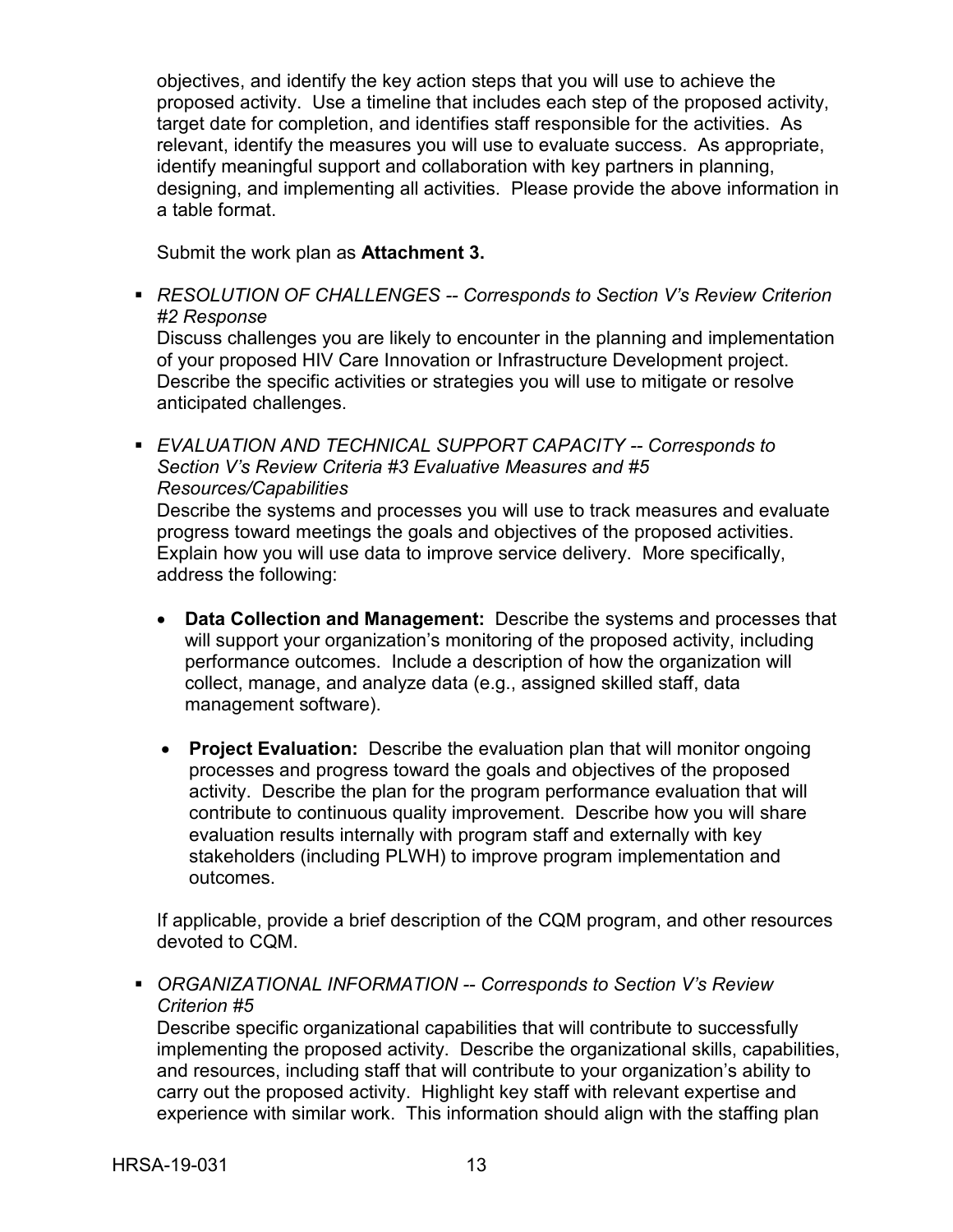objectives, and identify the key action steps that you will use to achieve the proposed activity. Use a timeline that includes each step of the proposed activity, target date for completion, and identifies staff responsible for the activities. As relevant, identify the measures you will use to evaluate success. As appropriate, identify meaningful support and collaboration with key partners in planning, designing, and implementing all activities. Please provide the above information in a table format.

Submit the work plan as **Attachment 3.**

- *RESOLUTION OF CHALLENGES -- Corresponds to Section V's Review Criterion #2 Response*
  Discuss challenges you are likely to encounter in the planning and implementation of your proposed HIV Care Innovation or Infrastructure Development project. Describe the specific activities or strategies you will use to mitigate or resolve anticipated challenges.

- *EVALUATION AND TECHNICAL SUPPORT CAPACITY -- Corresponds to Section V's Review Criteria #3 Evaluative Measures and #5 Resources/Capabilities*
  Describe the systems and processes you will use to track measures and evaluate progress toward meetings the goals and objectives of the proposed activities. Explain how you will use data to improve service delivery. More specifically, address the following:

  - **Data Collection and Management:** Describe the systems and processes that will support your organization's monitoring of the proposed activity, including performance outcomes. Include a description of how the organization will collect, manage, and analyze data (e.g., assigned skilled staff, data management software).

  - **Project Evaluation:** Describe the evaluation plan that will monitor ongoing processes and progress toward the goals and objectives of the proposed activity. Describe the plan for the program performance evaluation that will contribute to continuous quality improvement. Describe how you will share evaluation results internally with program staff and externally with key stakeholders (including PLWH) to improve program implementation and outcomes.

  If applicable, provide a brief description of the CQM program, and other resources devoted to CQM.

- *ORGANIZATIONAL INFORMATION -- Corresponds to Section V's Review Criterion #5*
  Describe specific organizational capabilities that will contribute to successfully implementing the proposed activity. Describe the organizational skills, capabilities, and resources, including staff that will contribute to your organization's ability to carry out the proposed activity. Highlight key staff with relevant expertise and experience with similar work. This information should align with the staffing plan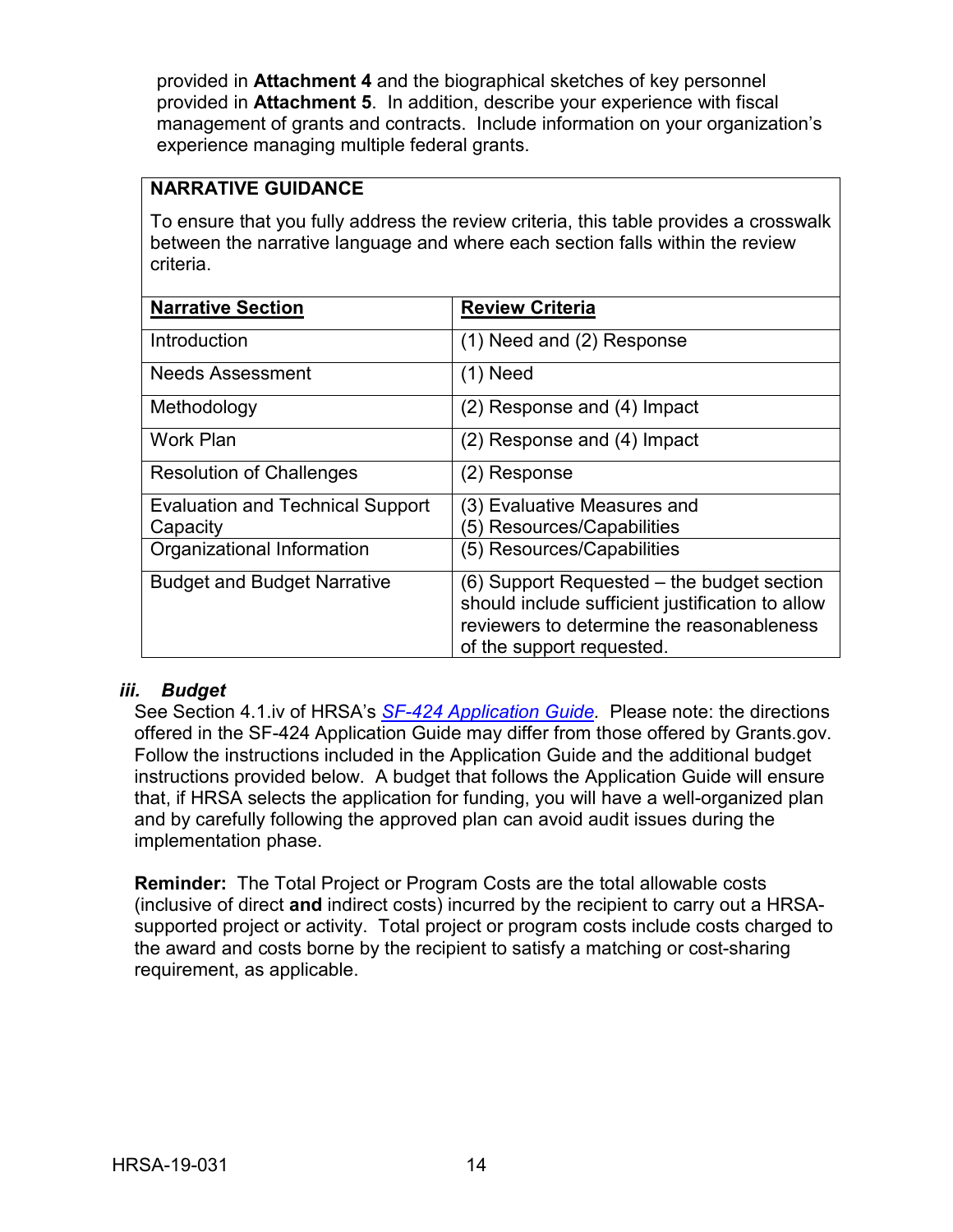provided in **Attachment 4** and the biographical sketches of key personnel provided in **Attachment 5**. In addition, describe your experience with fiscal management of grants and contracts. Include information on your organization's experience managing multiple federal grants.

**NARRATIVE GUIDANCE**

To ensure that you fully address the review criteria, this table provides a crosswalk between the narrative language and where each section falls within the review criteria.

| Narrative Section | Review Criteria |
|---|---|
| Introduction | (1) Need and (2) Response |
| Needs Assessment | (1) Need |
| Methodology | (2) Response and (4) Impact |
| Work Plan | (2) Response and (4) Impact |
| Resolution of Challenges | (2) Response |
| Evaluation and Technical Support Capacity | (3) Evaluative Measures and (5) Resources/Capabilities |
| Organizational Information | (5) Resources/Capabilities |
| Budget and Budget Narrative | (6) Support Requested – the budget section should include sufficient justification to allow reviewers to determine the reasonableness of the support requested. |

### *iii. Budget*

See Section 4.1.iv of HRSA's *SF-424 Application Guide*. Please note: the directions offered in the SF-424 Application Guide may differ from those offered by Grants.gov. Follow the instructions included in the Application Guide and the additional budget instructions provided below. A budget that follows the Application Guide will ensure that, if HRSA selects the application for funding, you will have a well-organized plan and by carefully following the approved plan can avoid audit issues during the implementation phase.

**Reminder:** The Total Project or Program Costs are the total allowable costs (inclusive of direct **and** indirect costs) incurred by the recipient to carry out a HRSA-supported project or activity. Total project or program costs include costs charged to the award and costs borne by the recipient to satisfy a matching or cost-sharing requirement, as applicable.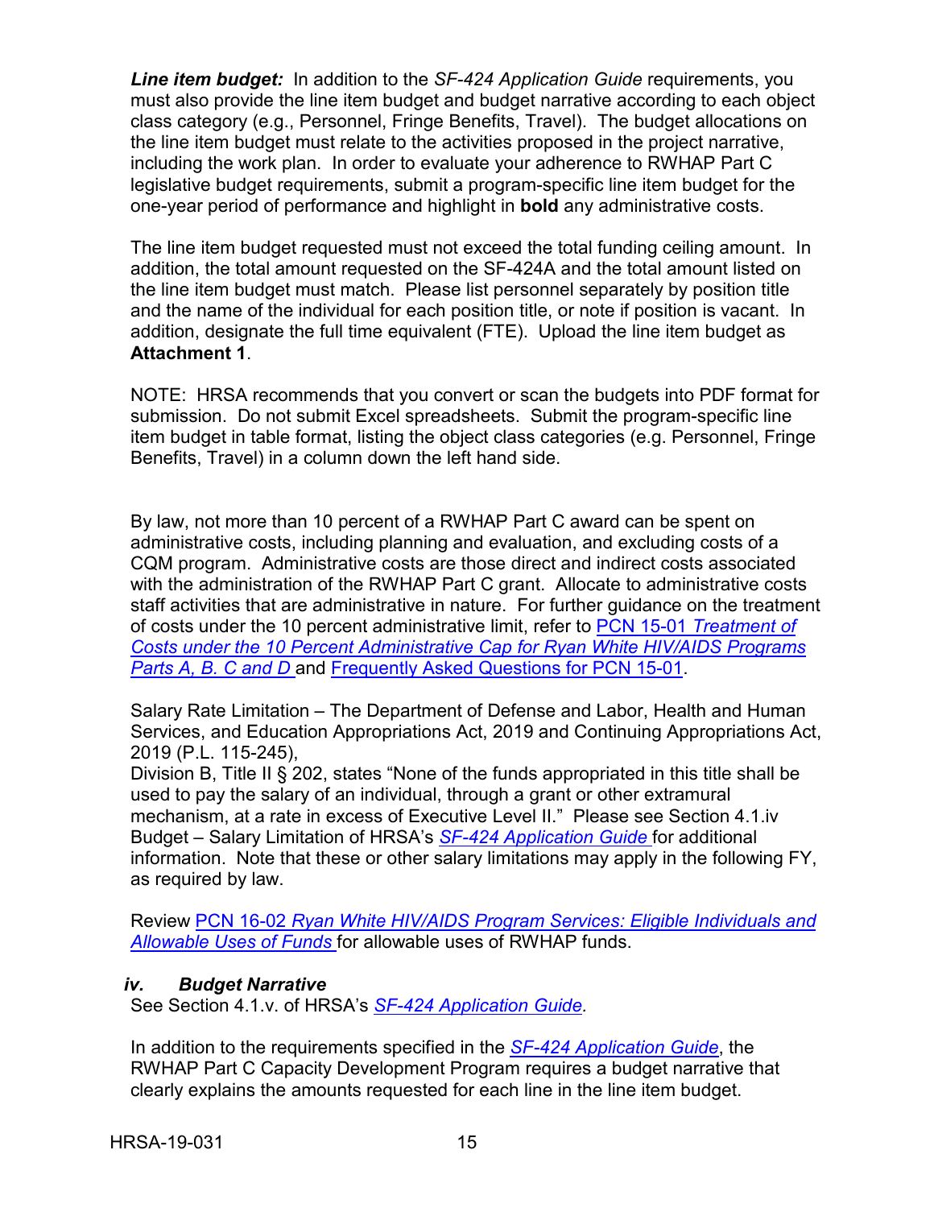***Line item budget:*** In addition to the *SF-424 Application Guide* requirements, you must also provide the line item budget and budget narrative according to each object class category (e.g., Personnel, Fringe Benefits, Travel). The budget allocations on the line item budget must relate to the activities proposed in the project narrative, including the work plan. In order to evaluate your adherence to RWHAP Part C legislative budget requirements, submit a program-specific line item budget for the one-year period of performance and highlight in **bold** any administrative costs.

The line item budget requested must not exceed the total funding ceiling amount. In addition, the total amount requested on the SF-424A and the total amount listed on the line item budget must match. Please list personnel separately by position title and the name of the individual for each position title, or note if position is vacant. In addition, designate the full time equivalent (FTE). Upload the line item budget as **Attachment 1**.

NOTE: HRSA recommends that you convert or scan the budgets into PDF format for submission. Do not submit Excel spreadsheets. Submit the program-specific line item budget in table format, listing the object class categories (e.g. Personnel, Fringe Benefits, Travel) in a column down the left hand side.

By law, not more than 10 percent of a RWHAP Part C award can be spent on administrative costs, including planning and evaluation, and excluding costs of a CQM program. Administrative costs are those direct and indirect costs associated with the administration of the RWHAP Part C grant. Allocate to administrative costs staff activities that are administrative in nature. For further guidance on the treatment of costs under the 10 percent administrative limit, refer to PCN 15-01 *Treatment of Costs under the 10 Percent Administrative Cap for Ryan White HIV/AIDS Programs Parts A, B, C and D* and Frequently Asked Questions for PCN 15-01.

Salary Rate Limitation – The Department of Defense and Labor, Health and Human Services, and Education Appropriations Act, 2019 and Continuing Appropriations Act, 2019 (P.L. 115-245),
Division B, Title II § 202, states "None of the funds appropriated in this title shall be used to pay the salary of an individual, through a grant or other extramural mechanism, at a rate in excess of Executive Level II." Please see Section 4.1.iv Budget – Salary Limitation of HRSA's *SF-424 Application Guide* for additional information. Note that these or other salary limitations may apply in the following FY, as required by law.

Review PCN 16-02 *Ryan White HIV/AIDS Program Services: Eligible Individuals and Allowable Uses of Funds* for allowable uses of RWHAP funds.

### *iv. Budget Narrative*

See Section 4.1.v. of HRSA's *SF-424 Application Guide.*

In addition to the requirements specified in the *SF-424 Application Guide*, the RWHAP Part C Capacity Development Program requires a budget narrative that clearly explains the amounts requested for each line in the line item budget.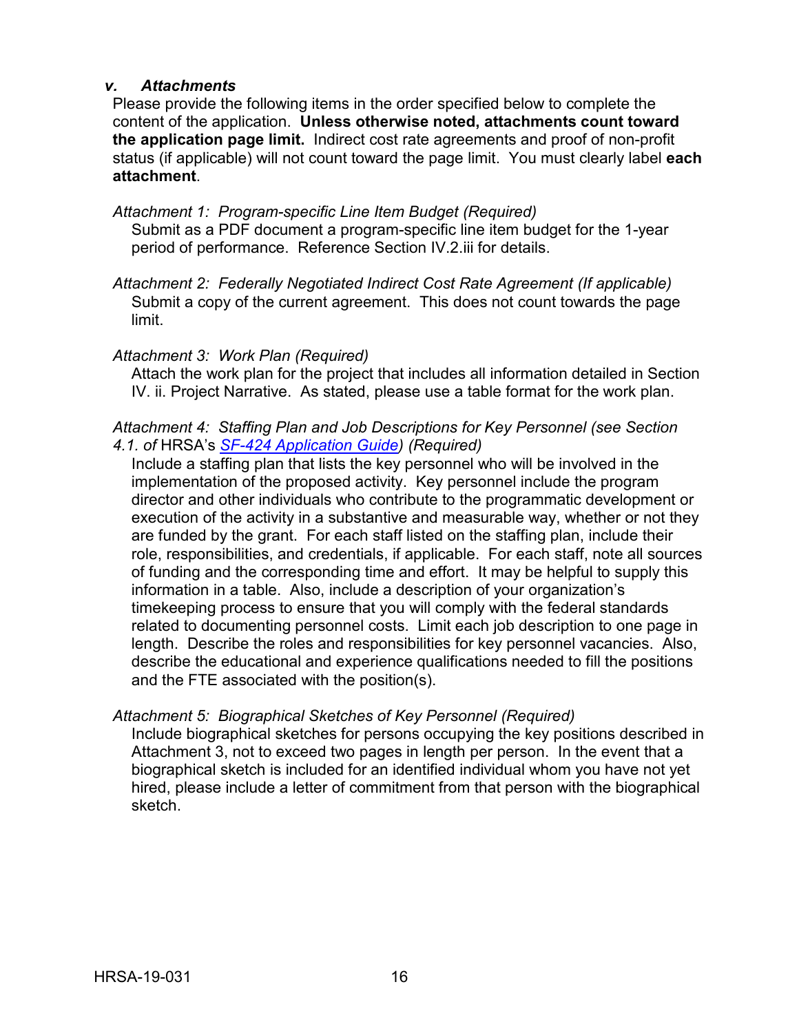### *v. Attachments*

Please provide the following items in the order specified below to complete the content of the application. **Unless otherwise noted, attachments count toward the application page limit.** Indirect cost rate agreements and proof of non-profit status (if applicable) will not count toward the page limit. You must clearly label **each attachment**.

*Attachment 1: Program-specific Line Item Budget (Required)*
Submit as a PDF document a program-specific line item budget for the 1-year period of performance. Reference Section IV.2.iii for details.

*Attachment 2: Federally Negotiated Indirect Cost Rate Agreement (If applicable)*
Submit a copy of the current agreement. This does not count towards the page limit.

*Attachment 3: Work Plan (Required)*
Attach the work plan for the project that includes all information detailed in Section IV. ii. Project Narrative. As stated, please use a table format for the work plan.

*Attachment 4: Staffing Plan and Job Descriptions for Key Personnel (see Section 4.1. of* HRSA's *[SF-424 Application Guide](SF-424 Application Guide)) (Required)*
Include a staffing plan that lists the key personnel who will be involved in the implementation of the proposed activity. Key personnel include the program director and other individuals who contribute to the programmatic development or execution of the activity in a substantive and measurable way, whether or not they are funded by the grant. For each staff listed on the staffing plan, include their role, responsibilities, and credentials, if applicable. For each staff, note all sources of funding and the corresponding time and effort. It may be helpful to supply this information in a table. Also, include a description of your organization's timekeeping process to ensure that you will comply with the federal standards related to documenting personnel costs. Limit each job description to one page in length. Describe the roles and responsibilities for key personnel vacancies. Also, describe the educational and experience qualifications needed to fill the positions and the FTE associated with the position(s).

*Attachment 5: Biographical Sketches of Key Personnel (Required)*
Include biographical sketches for persons occupying the key positions described in Attachment 3, not to exceed two pages in length per person. In the event that a biographical sketch is included for an identified individual whom you have not yet hired, please include a letter of commitment from that person with the biographical sketch.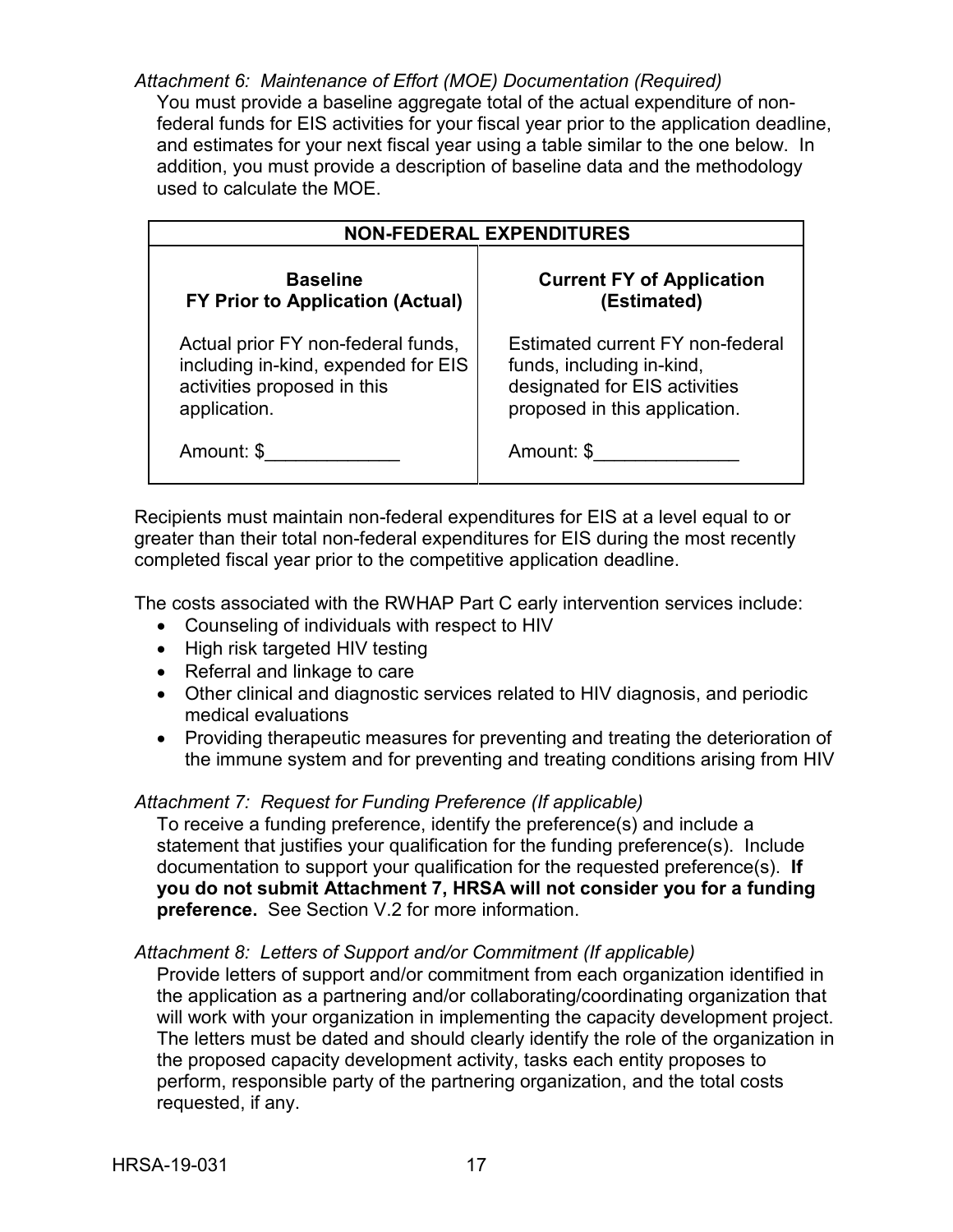*Attachment 6: Maintenance of Effort (MOE) Documentation (Required)*

You must provide a baseline aggregate total of the actual expenditure of non-federal funds for EIS activities for your fiscal year prior to the application deadline, and estimates for your next fiscal year using a table similar to the one below. In addition, you must provide a description of baseline data and the methodology used to calculate the MOE.

| NON-FEDERAL EXPENDITURES | |
|---|---|
| **Baseline FY Prior to Application (Actual)** | **Current FY of Application (Estimated)** |
| Actual prior FY non-federal funds, including in-kind, expended for EIS activities proposed in this application. | Estimated current FY non-federal funds, including in-kind, designated for EIS activities proposed in this application. |
| Amount: $_____________ | Amount: $______________ |

Recipients must maintain non-federal expenditures for EIS at a level equal to or greater than their total non-federal expenditures for EIS during the most recently completed fiscal year prior to the competitive application deadline.

The costs associated with the RWHAP Part C early intervention services include:

- Counseling of individuals with respect to HIV
- High risk targeted HIV testing
- Referral and linkage to care
- Other clinical and diagnostic services related to HIV diagnosis, and periodic medical evaluations
- Providing therapeutic measures for preventing and treating the deterioration of the immune system and for preventing and treating conditions arising from HIV

*Attachment 7: Request for Funding Preference (If applicable)*

To receive a funding preference, identify the preference(s) and include a statement that justifies your qualification for the funding preference(s). Include documentation to support your qualification for the requested preference(s). **If you do not submit Attachment 7, HRSA will not consider you for a funding preference.** See Section V.2 for more information.

*Attachment 8: Letters of Support and/or Commitment (If applicable)*

Provide letters of support and/or commitment from each organization identified in the application as a partnering and/or collaborating/coordinating organization that will work with your organization in implementing the capacity development project. The letters must be dated and should clearly identify the role of the organization in the proposed capacity development activity, tasks each entity proposes to perform, responsible party of the partnering organization, and the total costs requested, if any.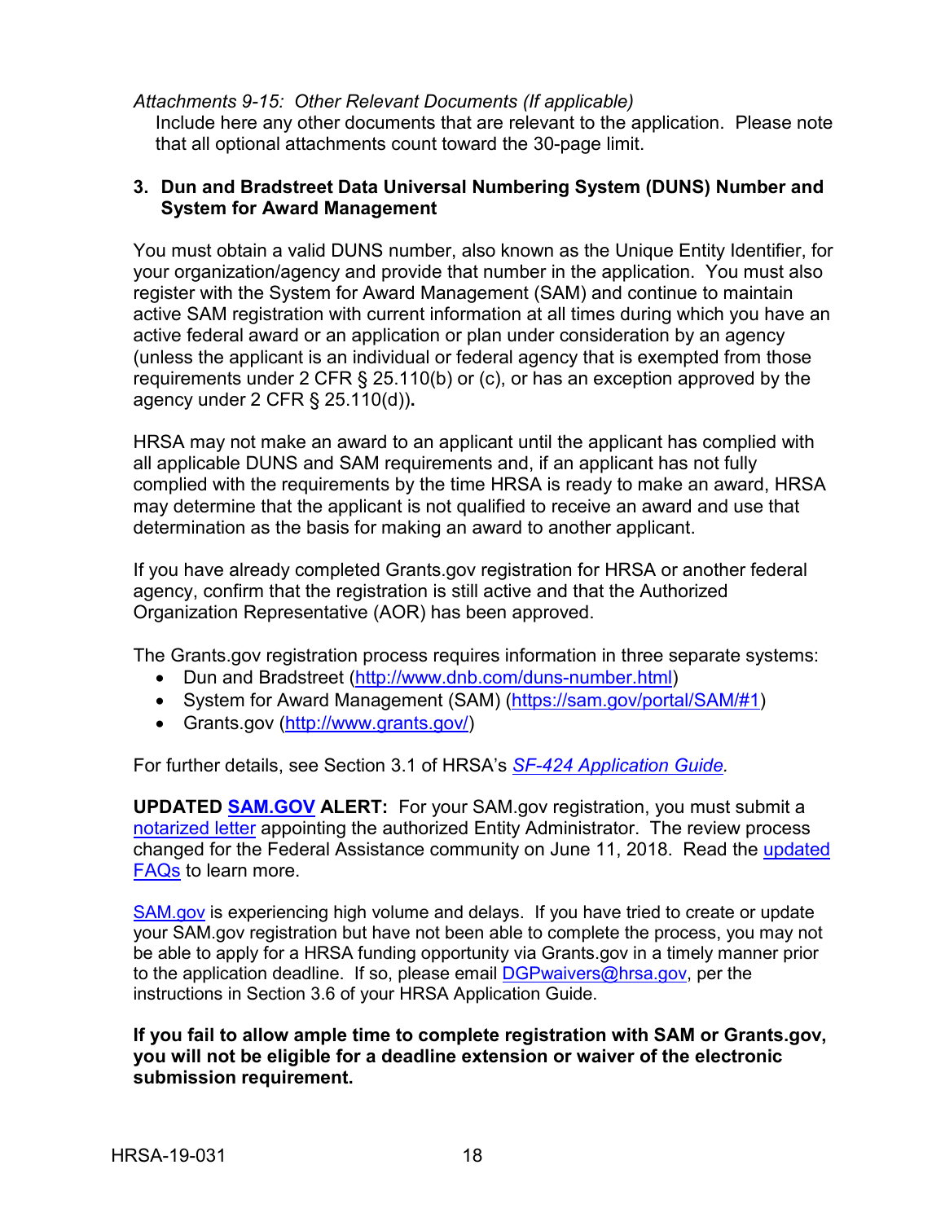*Attachments 9-15: Other Relevant Documents (If applicable)*

Include here any other documents that are relevant to the application. Please note that all optional attachments count toward the 30-page limit.

### 3. Dun and Bradstreet Data Universal Numbering System (DUNS) Number and System for Award Management

You must obtain a valid DUNS number, also known as the Unique Entity Identifier, for your organization/agency and provide that number in the application. You must also register with the System for Award Management (SAM) and continue to maintain active SAM registration with current information at all times during which you have an active federal award or an application or plan under consideration by an agency (unless the applicant is an individual or federal agency that is exempted from those requirements under 2 CFR § 25.110(b) or (c), or has an exception approved by the agency under 2 CFR § 25.110(d))**.**

HRSA may not make an award to an applicant until the applicant has complied with all applicable DUNS and SAM requirements and, if an applicant has not fully complied with the requirements by the time HRSA is ready to make an award, HRSA may determine that the applicant is not qualified to receive an award and use that determination as the basis for making an award to another applicant.

If you have already completed Grants.gov registration for HRSA or another federal agency, confirm that the registration is still active and that the Authorized Organization Representative (AOR) has been approved.

The Grants.gov registration process requires information in three separate systems:

- Dun and Bradstreet (http://www.dnb.com/duns-number.html)
- System for Award Management (SAM) (https://sam.gov/portal/SAM/#1)
- Grants.gov (http://www.grants.gov/)

For further details, see Section 3.1 of HRSA's *SF-424 Application Guide.*

**UPDATED SAM.GOV ALERT:** For your SAM.gov registration, you must submit a notarized letter appointing the authorized Entity Administrator. The review process changed for the Federal Assistance community on June 11, 2018. Read the updated FAQs to learn more.

SAM.gov is experiencing high volume and delays. If you have tried to create or update your SAM.gov registration but have not been able to complete the process, you may not be able to apply for a HRSA funding opportunity via Grants.gov in a timely manner prior to the application deadline. If so, please email DGPwaivers@hrsa.gov, per the instructions in Section 3.6 of your HRSA Application Guide.

**If you fail to allow ample time to complete registration with SAM or Grants.gov, you will not be eligible for a deadline extension or waiver of the electronic submission requirement.**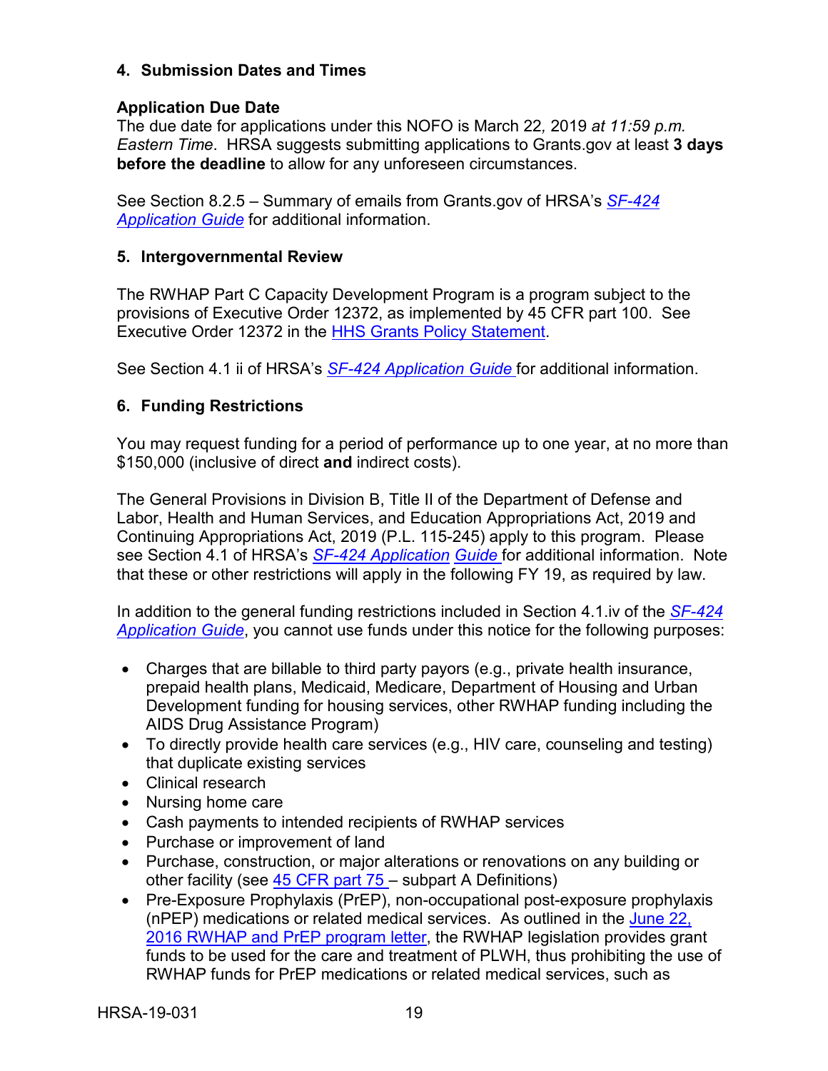### 4. Submission Dates and Times

**Application Due Date**
The due date for applications under this NOFO is March 22*, 2019 at 11:59 p.m. Eastern Time*. HRSA suggests submitting applications to Grants.gov at least **3 days before the deadline** to allow for any unforeseen circumstances.

See Section 8.2.5 – Summary of emails from Grants.gov of HRSA's *SF-424 Application Guide* for additional information.

### 5. Intergovernmental Review

The RWHAP Part C Capacity Development Program is a program subject to the provisions of Executive Order 12372, as implemented by 45 CFR part 100. See Executive Order 12372 in the HHS Grants Policy Statement.

See Section 4.1 ii of HRSA's *SF-424 Application Guide* for additional information.

### 6. Funding Restrictions

You may request funding for a period of performance up to one year, at no more than $150,000 (inclusive of direct **and** indirect costs).

The General Provisions in Division B, Title II of the Department of Defense and Labor, Health and Human Services, and Education Appropriations Act, 2019 and Continuing Appropriations Act, 2019 (P.L. 115-245) apply to this program. Please see Section 4.1 of HRSA's *SF-424 Application Guide* for additional information. Note that these or other restrictions will apply in the following FY 19, as required by law.

In addition to the general funding restrictions included in Section 4.1.iv of the *SF-424 Application Guide*, you cannot use funds under this notice for the following purposes:

- Charges that are billable to third party payors (e.g., private health insurance, prepaid health plans, Medicaid, Medicare, Department of Housing and Urban Development funding for housing services, other RWHAP funding including the AIDS Drug Assistance Program)
- To directly provide health care services (e.g., HIV care, counseling and testing) that duplicate existing services
- Clinical research
- Nursing home care
- Cash payments to intended recipients of RWHAP services
- Purchase or improvement of land
- Purchase, construction, or major alterations or renovations on any building or other facility (see 45 CFR part 75 – subpart A Definitions)
- Pre-Exposure Prophylaxis (PrEP), non-occupational post-exposure prophylaxis (nPEP) medications or related medical services. As outlined in the June 22, 2016 RWHAP and PrEP program letter, the RWHAP legislation provides grant funds to be used for the care and treatment of PLWH, thus prohibiting the use of RWHAP funds for PrEP medications or related medical services, such as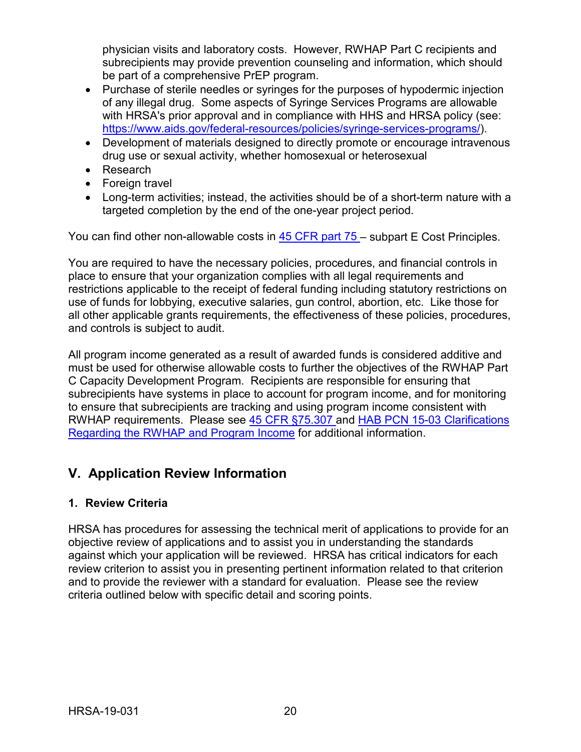physician visits and laboratory costs. However, RWHAP Part C recipients and subrecipients may provide prevention counseling and information, which should be part of a comprehensive PrEP program.

- Purchase of sterile needles or syringes for the purposes of hypodermic injection of any illegal drug. Some aspects of Syringe Services Programs are allowable with HRSA's prior approval and in compliance with HHS and HRSA policy (see: [https://www.aids.gov/federal-resources/policies/syringe-services-programs/](https://www.aids.gov/federal-resources/policies/syringe-services-programs/)).
- Development of materials designed to directly promote or encourage intravenous drug use or sexual activity, whether homosexual or heterosexual
- Research
- Foreign travel
- Long-term activities; instead, the activities should be of a short-term nature with a targeted completion by the end of the one-year project period.

You can find other non-allowable costs in [45 CFR part 75](#) – subpart E Cost Principles.

You are required to have the necessary policies, procedures, and financial controls in place to ensure that your organization complies with all legal requirements and restrictions applicable to the receipt of federal funding including statutory restrictions on use of funds for lobbying, executive salaries, gun control, abortion, etc. Like those for all other applicable grants requirements, the effectiveness of these policies, procedures, and controls is subject to audit.

All program income generated as a result of awarded funds is considered additive and must be used for otherwise allowable costs to further the objectives of the RWHAP Part C Capacity Development Program. Recipients are responsible for ensuring that subrecipients have systems in place to account for program income, and for monitoring to ensure that subrecipients are tracking and using program income consistent with RWHAP requirements. Please see [45 CFR §75.307](#) and [HAB PCN 15-03 Clarifications Regarding the RWHAP and Program Income](#) for additional information.

## V. Application Review Information

### 1. Review Criteria

HRSA has procedures for assessing the technical merit of applications to provide for an objective review of applications and to assist you in understanding the standards against which your application will be reviewed. HRSA has critical indicators for each review criterion to assist you in presenting pertinent information related to that criterion and to provide the reviewer with a standard for evaluation. Please see the review criteria outlined below with specific detail and scoring points.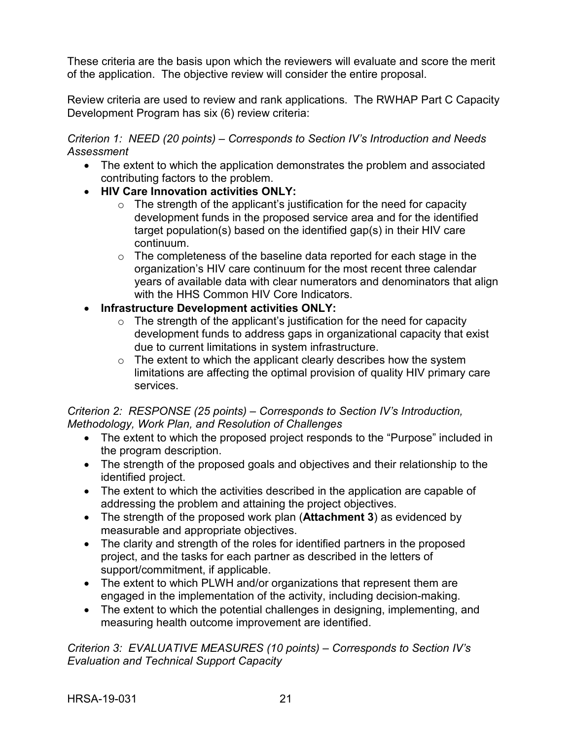These criteria are the basis upon which the reviewers will evaluate and score the merit of the application. The objective review will consider the entire proposal.

Review criteria are used to review and rank applications. The RWHAP Part C Capacity Development Program has six (6) review criteria:

*Criterion 1: NEED (20 points) – Corresponds to Section IV's Introduction and Needs Assessment*

- The extent to which the application demonstrates the problem and associated contributing factors to the problem.
- **HIV Care Innovation activities ONLY:**
  - The strength of the applicant's justification for the need for capacity development funds in the proposed service area and for the identified target population(s) based on the identified gap(s) in their HIV care continuum.
  - The completeness of the baseline data reported for each stage in the organization's HIV care continuum for the most recent three calendar years of available data with clear numerators and denominators that align with the HHS Common HIV Core Indicators.
- **Infrastructure Development activities ONLY:**
  - The strength of the applicant's justification for the need for capacity development funds to address gaps in organizational capacity that exist due to current limitations in system infrastructure.
  - The extent to which the applicant clearly describes how the system limitations are affecting the optimal provision of quality HIV primary care services.

*Criterion 2: RESPONSE (25 points) – Corresponds to Section IV's Introduction, Methodology, Work Plan, and Resolution of Challenges*

- The extent to which the proposed project responds to the "Purpose" included in the program description.
- The strength of the proposed goals and objectives and their relationship to the identified project.
- The extent to which the activities described in the application are capable of addressing the problem and attaining the project objectives.
- The strength of the proposed work plan (**Attachment 3**) as evidenced by measurable and appropriate objectives.
- The clarity and strength of the roles for identified partners in the proposed project, and the tasks for each partner as described in the letters of support/commitment, if applicable.
- The extent to which PLWH and/or organizations that represent them are engaged in the implementation of the activity, including decision-making.
- The extent to which the potential challenges in designing, implementing, and measuring health outcome improvement are identified.

*Criterion 3: EVALUATIVE MEASURES (10 points) – Corresponds to Section IV's Evaluation and Technical Support Capacity*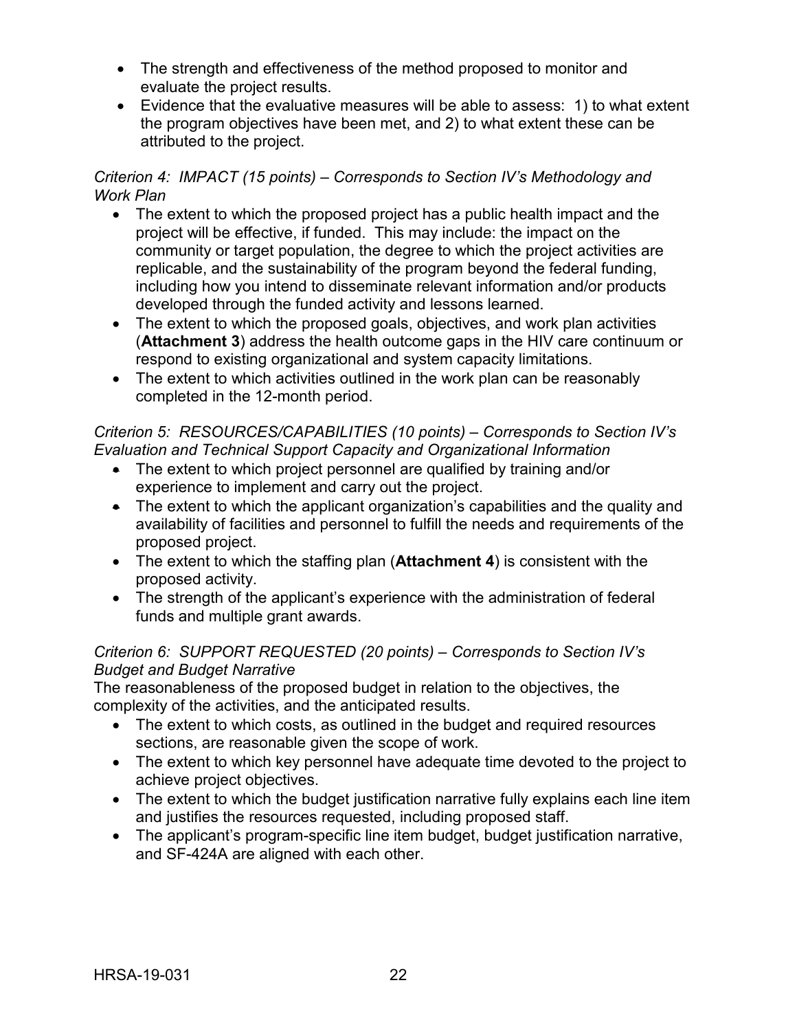- The strength and effectiveness of the method proposed to monitor and evaluate the project results.
- Evidence that the evaluative measures will be able to assess: 1) to what extent the program objectives have been met, and 2) to what extent these can be attributed to the project.

*Criterion 4: IMPACT (15 points) – Corresponds to Section IV's Methodology and Work Plan*

- The extent to which the proposed project has a public health impact and the project will be effective, if funded. This may include: the impact on the community or target population, the degree to which the project activities are replicable, and the sustainability of the program beyond the federal funding, including how you intend to disseminate relevant information and/or products developed through the funded activity and lessons learned.
- The extent to which the proposed goals, objectives, and work plan activities (**Attachment 3**) address the health outcome gaps in the HIV care continuum or respond to existing organizational and system capacity limitations.
- The extent to which activities outlined in the work plan can be reasonably completed in the 12-month period.

*Criterion 5: RESOURCES/CAPABILITIES (10 points) – Corresponds to Section IV's Evaluation and Technical Support Capacity and Organizational Information*

- The extent to which project personnel are qualified by training and/or experience to implement and carry out the project.
- The extent to which the applicant organization's capabilities and the quality and availability of facilities and personnel to fulfill the needs and requirements of the proposed project.
- The extent to which the staffing plan (**Attachment 4**) is consistent with the proposed activity.
- The strength of the applicant's experience with the administration of federal funds and multiple grant awards.

*Criterion 6: SUPPORT REQUESTED (20 points) – Corresponds to Section IV's Budget and Budget Narrative*

The reasonableness of the proposed budget in relation to the objectives, the complexity of the activities, and the anticipated results.

- The extent to which costs, as outlined in the budget and required resources sections, are reasonable given the scope of work.
- The extent to which key personnel have adequate time devoted to the project to achieve project objectives.
- The extent to which the budget justification narrative fully explains each line item and justifies the resources requested, including proposed staff.
- The applicant's program-specific line item budget, budget justification narrative, and SF-424A are aligned with each other.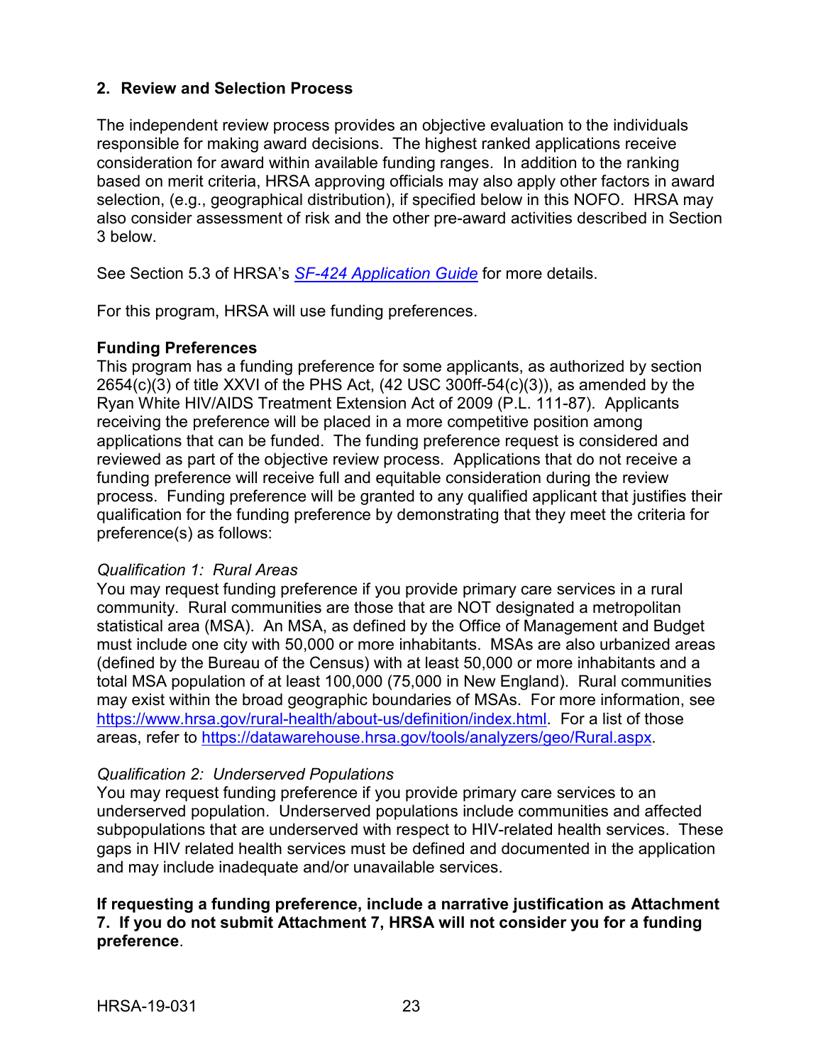## 2. Review and Selection Process

The independent review process provides an objective evaluation to the individuals responsible for making award decisions. The highest ranked applications receive consideration for award within available funding ranges. In addition to the ranking based on merit criteria, HRSA approving officials may also apply other factors in award selection, (e.g., geographical distribution), if specified below in this NOFO. HRSA may also consider assessment of risk and the other pre-award activities described in Section 3 below.

See Section 5.3 of HRSA's *SF-424 Application Guide* for more details.

For this program, HRSA will use funding preferences.

**Funding Preferences**

This program has a funding preference for some applicants, as authorized by section 2654(c)(3) of title XXVI of the PHS Act, (42 USC 300ff-54(c)(3)), as amended by the Ryan White HIV/AIDS Treatment Extension Act of 2009 (P.L. 111-87). Applicants receiving the preference will be placed in a more competitive position among applications that can be funded. The funding preference request is considered and reviewed as part of the objective review process. Applications that do not receive a funding preference will receive full and equitable consideration during the review process. Funding preference will be granted to any qualified applicant that justifies their qualification for the funding preference by demonstrating that they meet the criteria for preference(s) as follows:

*Qualification 1: Rural Areas*

You may request funding preference if you provide primary care services in a rural community. Rural communities are those that are NOT designated a metropolitan statistical area (MSA). An MSA, as defined by the Office of Management and Budget must include one city with 50,000 or more inhabitants. MSAs are also urbanized areas (defined by the Bureau of the Census) with at least 50,000 or more inhabitants and a total MSA population of at least 100,000 (75,000 in New England). Rural communities may exist within the broad geographic boundaries of MSAs. For more information, see https://www.hrsa.gov/rural-health/about-us/definition/index.html. For a list of those areas, refer to https://datawarehouse.hrsa.gov/tools/analyzers/geo/Rural.aspx.

*Qualification 2: Underserved Populations*

You may request funding preference if you provide primary care services to an underserved population. Underserved populations include communities and affected subpopulations that are underserved with respect to HIV-related health services. These gaps in HIV related health services must be defined and documented in the application and may include inadequate and/or unavailable services.

**If requesting a funding preference, include a narrative justification as Attachment 7. If you do not submit Attachment 7, HRSA will not consider you for a funding preference**.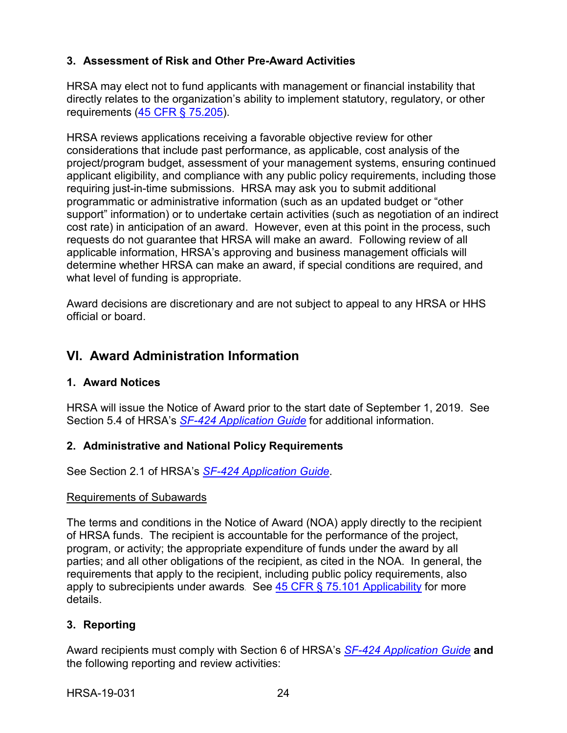### 3. Assessment of Risk and Other Pre-Award Activities

HRSA may elect not to fund applicants with management or financial instability that directly relates to the organization's ability to implement statutory, regulatory, or other requirements (45 CFR § 75.205).

HRSA reviews applications receiving a favorable objective review for other considerations that include past performance, as applicable, cost analysis of the project/program budget, assessment of your management systems, ensuring continued applicant eligibility, and compliance with any public policy requirements, including those requiring just-in-time submissions. HRSA may ask you to submit additional programmatic or administrative information (such as an updated budget or "other support" information) or to undertake certain activities (such as negotiation of an indirect cost rate) in anticipation of an award. However, even at this point in the process, such requests do not guarantee that HRSA will make an award. Following review of all applicable information, HRSA's approving and business management officials will determine whether HRSA can make an award, if special conditions are required, and what level of funding is appropriate.

Award decisions are discretionary and are not subject to appeal to any HRSA or HHS official or board.

## VI. Award Administration Information

### 1. Award Notices

HRSA will issue the Notice of Award prior to the start date of September 1, 2019. See Section 5.4 of HRSA's *SF-424 Application Guide* for additional information.

### 2. Administrative and National Policy Requirements

See Section 2.1 of HRSA's *SF-424 Application Guide*.

Requirements of Subawards

The terms and conditions in the Notice of Award (NOA) apply directly to the recipient of HRSA funds. The recipient is accountable for the performance of the project, program, or activity; the appropriate expenditure of funds under the award by all parties; and all other obligations of the recipient, as cited in the NOA. In general, the requirements that apply to the recipient, including public policy requirements, also apply to subrecipients under awards. See 45 CFR § 75.101 Applicability for more details.

### 3. Reporting

Award recipients must comply with Section 6 of HRSA's *SF-424 Application Guide* **and** the following reporting and review activities: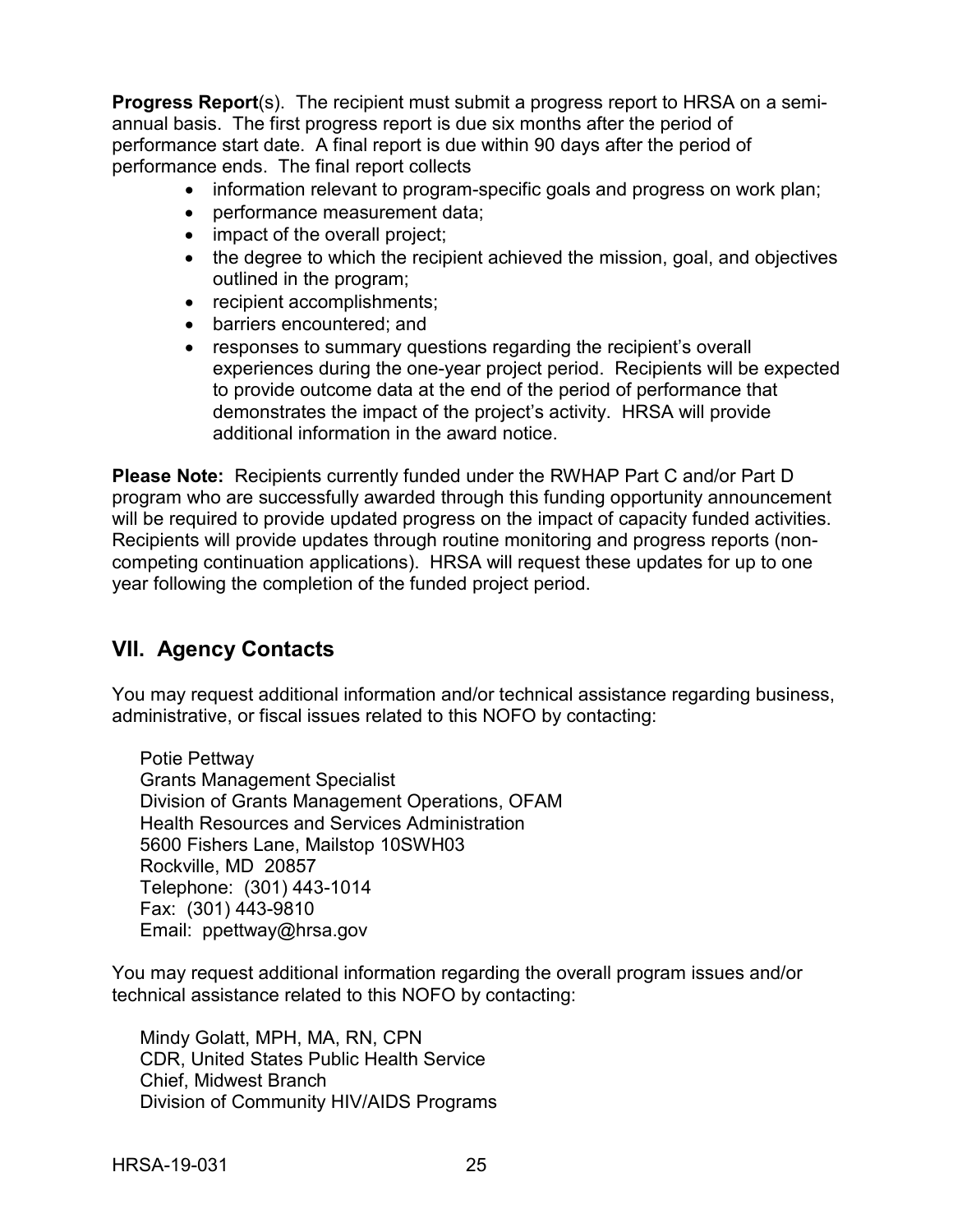**Progress Report**(s). The recipient must submit a progress report to HRSA on a semi-annual basis. The first progress report is due six months after the period of performance start date. A final report is due within 90 days after the period of performance ends. The final report collects

- information relevant to program-specific goals and progress on work plan;
- performance measurement data;
- impact of the overall project;
- the degree to which the recipient achieved the mission, goal, and objectives outlined in the program;
- recipient accomplishments;
- barriers encountered; and
- responses to summary questions regarding the recipient's overall experiences during the one-year project period. Recipients will be expected to provide outcome data at the end of the period of performance that demonstrates the impact of the project's activity. HRSA will provide additional information in the award notice.

**Please Note:** Recipients currently funded under the RWHAP Part C and/or Part D program who are successfully awarded through this funding opportunity announcement will be required to provide updated progress on the impact of capacity funded activities. Recipients will provide updates through routine monitoring and progress reports (non-competing continuation applications). HRSA will request these updates for up to one year following the completion of the funded project period.

## VII. Agency Contacts

You may request additional information and/or technical assistance regarding business, administrative, or fiscal issues related to this NOFO by contacting:

Potie Pettway
Grants Management Specialist
Division of Grants Management Operations, OFAM
Health Resources and Services Administration
5600 Fishers Lane, Mailstop 10SWH03
Rockville, MD 20857
Telephone: (301) 443-1014
Fax: (301) 443-9810
Email: ppettway@hrsa.gov

You may request additional information regarding the overall program issues and/or technical assistance related to this NOFO by contacting:

Mindy Golatt, MPH, MA, RN, CPN
CDR, United States Public Health Service
Chief, Midwest Branch
Division of Community HIV/AIDS Programs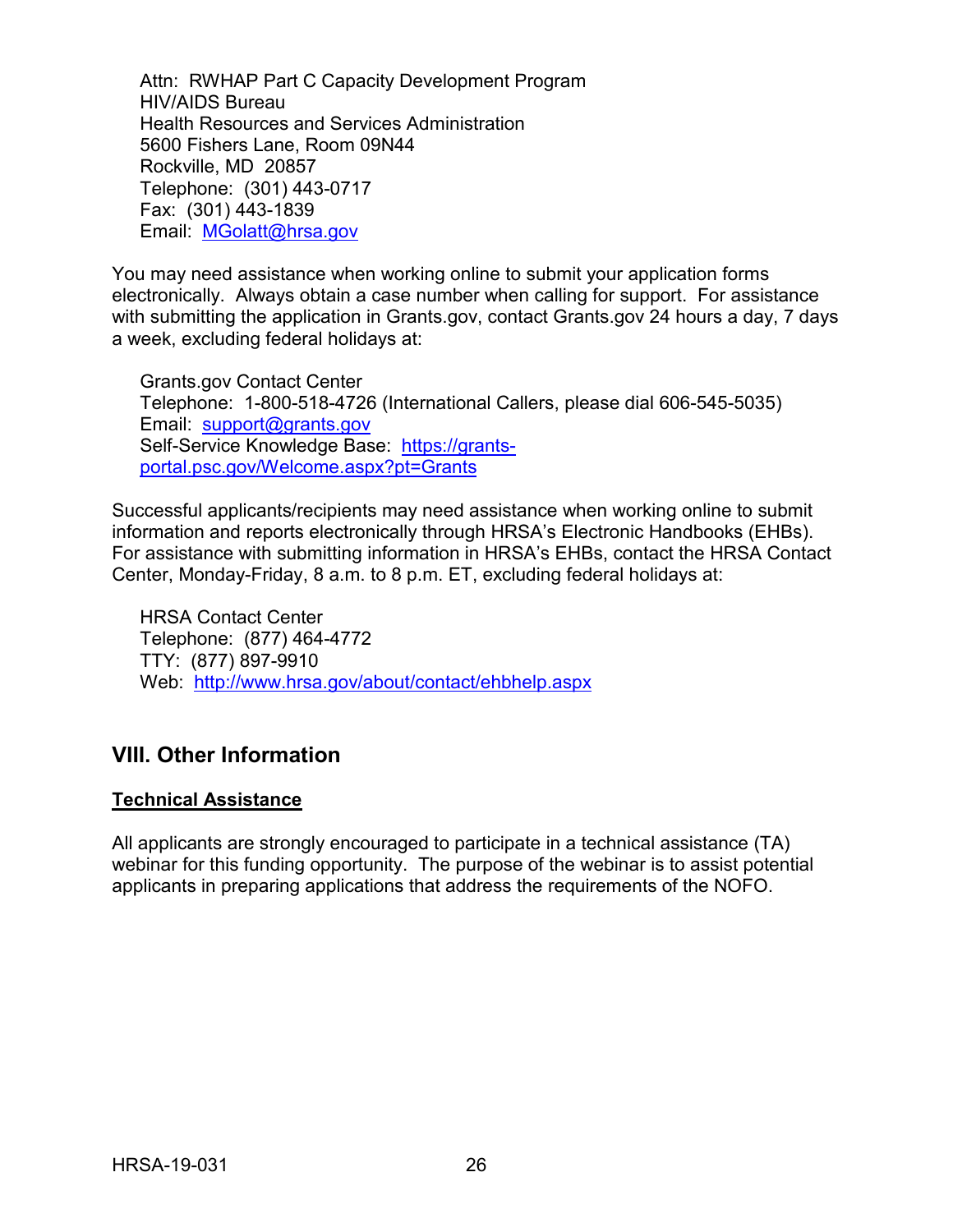Attn: RWHAP Part C Capacity Development Program
HIV/AIDS Bureau
Health Resources and Services Administration
5600 Fishers Lane, Room 09N44
Rockville, MD 20857
Telephone: (301) 443-0717
Fax: (301) 443-1839
Email: [MGolatt@hrsa.gov](mailto:MGolatt@hrsa.gov)

You may need assistance when working online to submit your application forms electronically. Always obtain a case number when calling for support. For assistance with submitting the application in Grants.gov, contact Grants.gov 24 hours a day, 7 days a week, excluding federal holidays at:

Grants.gov Contact Center
Telephone: 1-800-518-4726 (International Callers, please dial 606-545-5035)
Email: [support@grants.gov](mailto:support@grants.gov)
Self-Service Knowledge Base: [https://grants-portal.psc.gov/Welcome.aspx?pt=Grants](https://grants-portal.psc.gov/Welcome.aspx?pt=Grants)

Successful applicants/recipients may need assistance when working online to submit information and reports electronically through HRSA's Electronic Handbooks (EHBs). For assistance with submitting information in HRSA's EHBs, contact the HRSA Contact Center, Monday-Friday, 8 a.m. to 8 p.m. ET, excluding federal holidays at:

HRSA Contact Center
Telephone: (877) 464-4772
TTY: (877) 897-9910
Web: [http://www.hrsa.gov/about/contact/ehbhelp.aspx](http://www.hrsa.gov/about/contact/ehbhelp.aspx)

## VIII. Other Information

**Technical Assistance**

All applicants are strongly encouraged to participate in a technical assistance (TA) webinar for this funding opportunity. The purpose of the webinar is to assist potential applicants in preparing applications that address the requirements of the NOFO.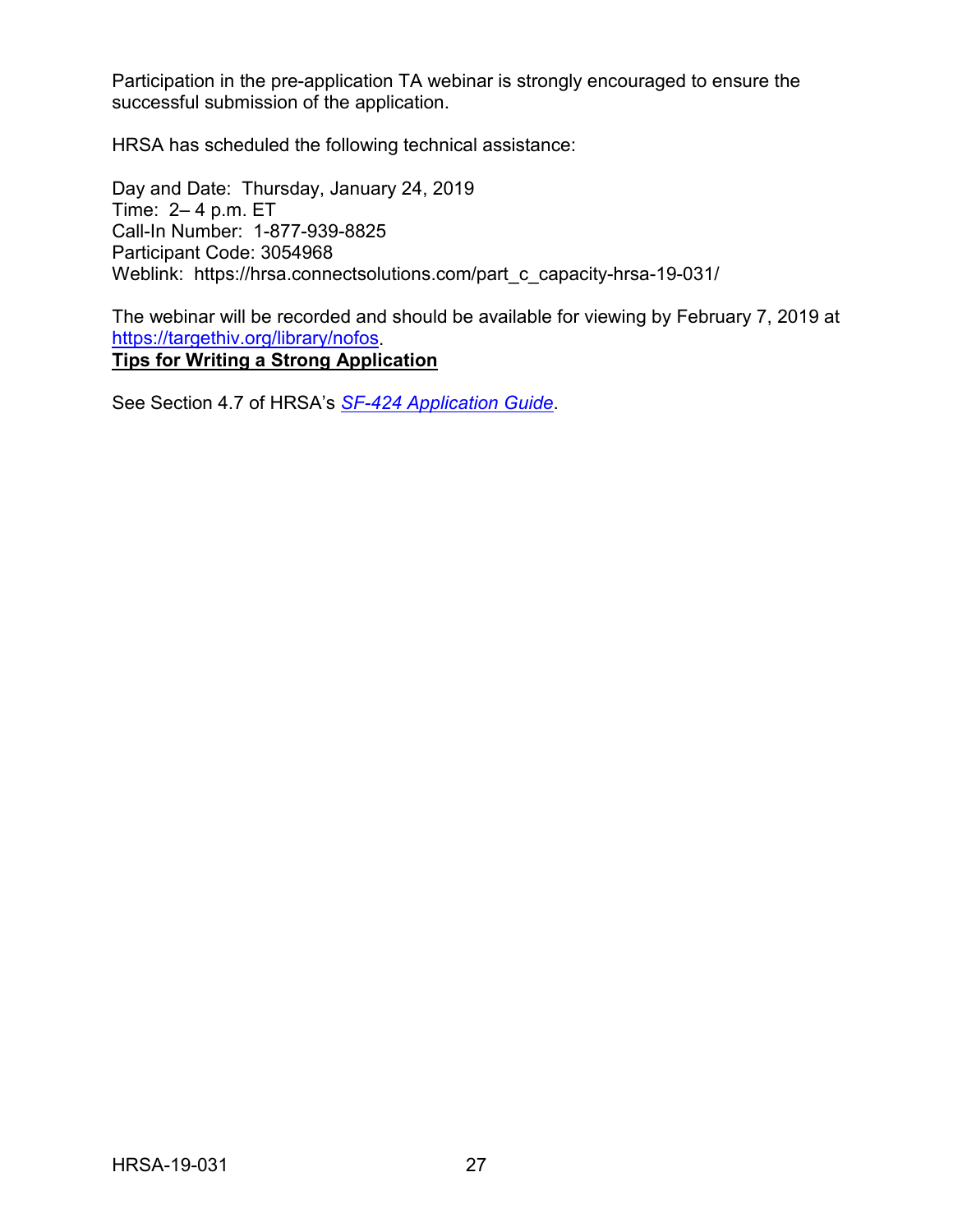Participation in the pre-application TA webinar is strongly encouraged to ensure the successful submission of the application.

HRSA has scheduled the following technical assistance:

Day and Date: Thursday, January 24, 2019
Time: 2– 4 p.m. ET
Call-In Number: 1-877-939-8825
Participant Code: 3054968
Weblink: https://hrsa.connectsolutions.com/part_c_capacity-hrsa-19-031/

The webinar will be recorded and should be available for viewing by February 7, 2019 at [https://targethiv.org/library/nofos](https://targethiv.org/library/nofos).

**Tips for Writing a Strong Application**

See Section 4.7 of HRSA's *SF-424 Application Guide*.